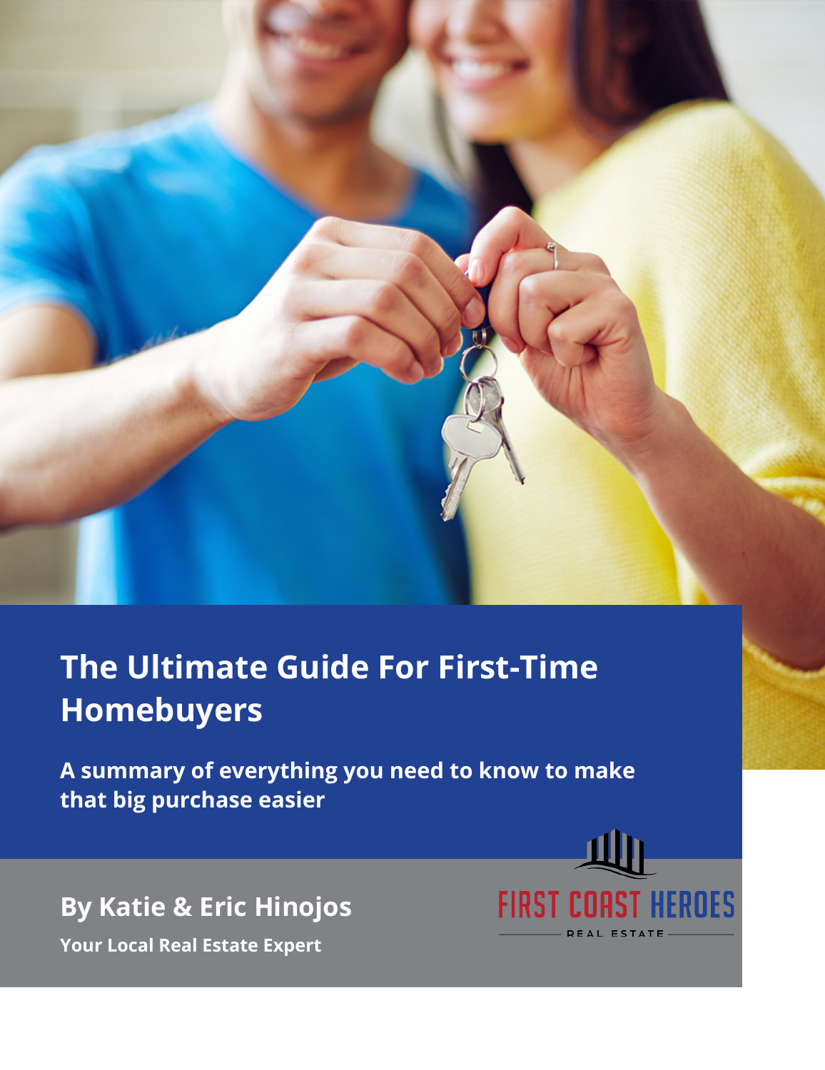# The Ultimate Guide For First-Time Homebuyers

**A summary of everything you need to know to make that big purchase easier**

**By Katie & Eric Hinojos**

**Your Local Real Estate Expert**

FIRST COAST HEROES

REAL ESTATE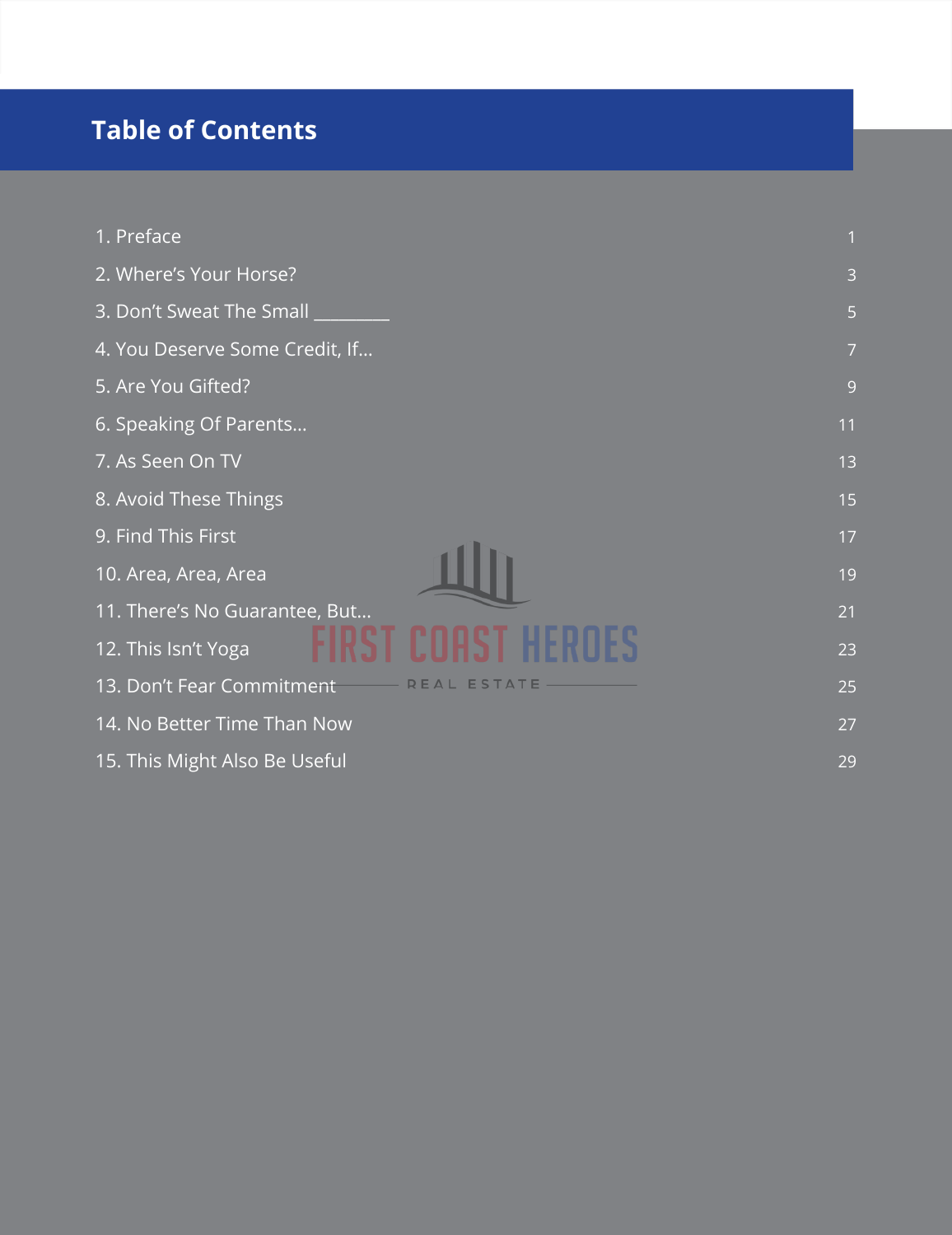# Table of Contents

| | |
|---|---|
| 1. Preface | 1 |
| 2. Where's Your Horse? | 3 |
| 3. Don't Sweat The Small ________ | 5 |
| 4. You Deserve Some Credit, If... | 7 |
| 5. Are You Gifted? | 9 |
| 6. Speaking Of Parents... | 11 |
| 7. As Seen On TV | 13 |
| 8. Avoid These Things | 15 |
| 9. Find This First | 17 |
| 10. Area, Area, Area | 19 |
| 11. There's No Guarantee, But... | 21 |
| 12. This Isn't Yoga | 23 |
| 13. Don't Fear Commitment | 25 |
| 14. No Better Time Than Now | 27 |
| 15. This Might Also Be Useful | 29 |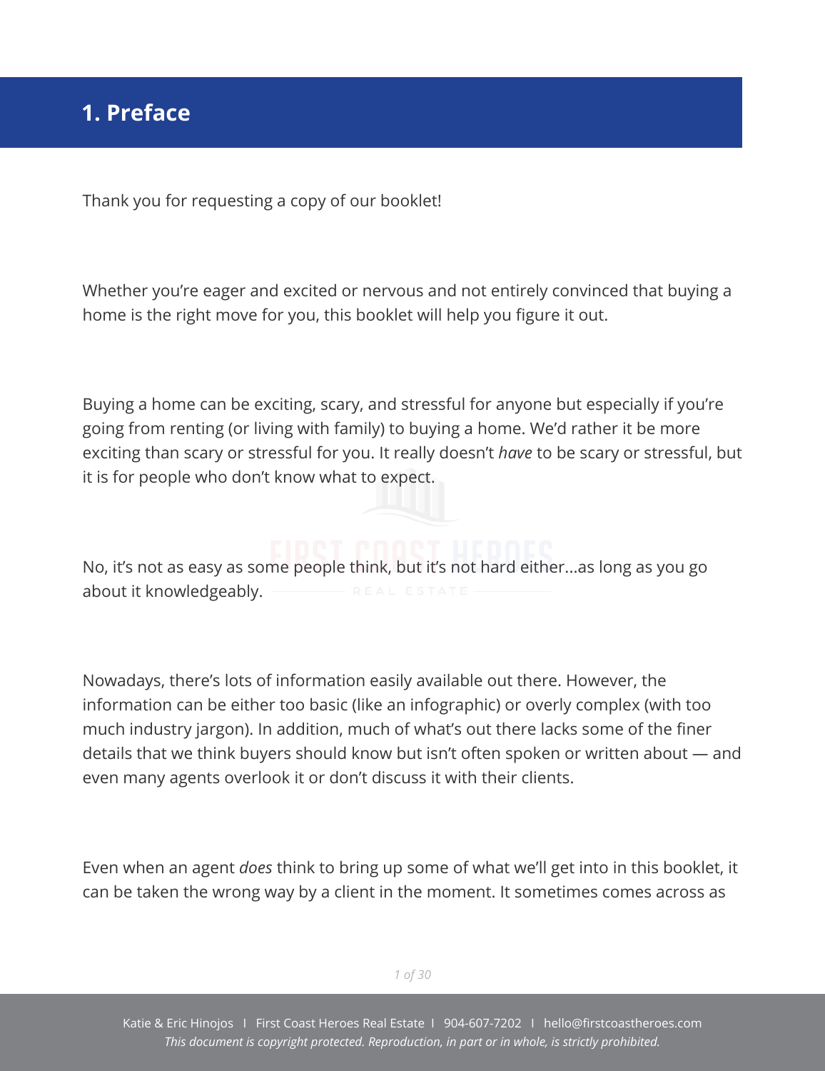# 1. Preface

Thank you for requesting a copy of our booklet!

Whether you're eager and excited or nervous and not entirely convinced that buying a home is the right move for you, this booklet will help you figure it out.

Buying a home can be exciting, scary, and stressful for anyone but especially if you're going from renting (or living with family) to buying a home. We'd rather it be more exciting than scary or stressful for you. It really doesn't *have* to be scary or stressful, but it is for people who don't know what to expect.

No, it's not as easy as some people think, but it's not hard either...as long as you go about it knowledgeably.

Nowadays, there's lots of information easily available out there. However, the information can be either too basic (like an infographic) or overly complex (with too much industry jargon). In addition, much of what's out there lacks some of the finer details that we think buyers should know but isn't often spoken or written about — and even many agents overlook it or don't discuss it with their clients.

Even when an agent *does* think to bring up some of what we'll get into in this booklet, it can be taken the wrong way by a client in the moment. It sometimes comes across as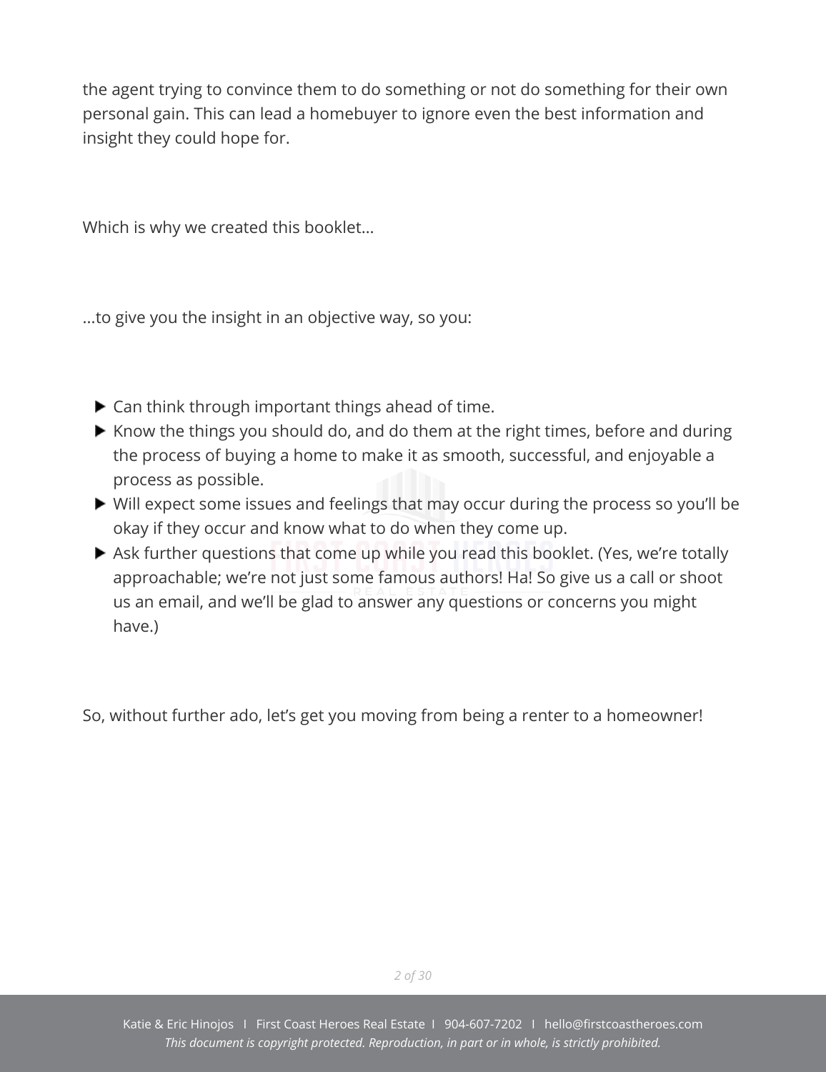the agent trying to convince them to do something or not do something for their own personal gain. This can lead a homebuyer to ignore even the best information and insight they could hope for.

Which is why we created this booklet…

…to give you the insight in an objective way, so you:

- Can think through important things ahead of time.
- Know the things you should do, and do them at the right times, before and during the process of buying a home to make it as smooth, successful, and enjoyable a process as possible.
- Will expect some issues and feelings that may occur during the process so you'll be okay if they occur and know what to do when they come up.
- Ask further questions that come up while you read this booklet. (Yes, we're totally approachable; we're not just some famous authors! Ha! So give us a call or shoot us an email, and we'll be glad to answer any questions or concerns you might have.)

So, without further ado, let's get you moving from being a renter to a homeowner!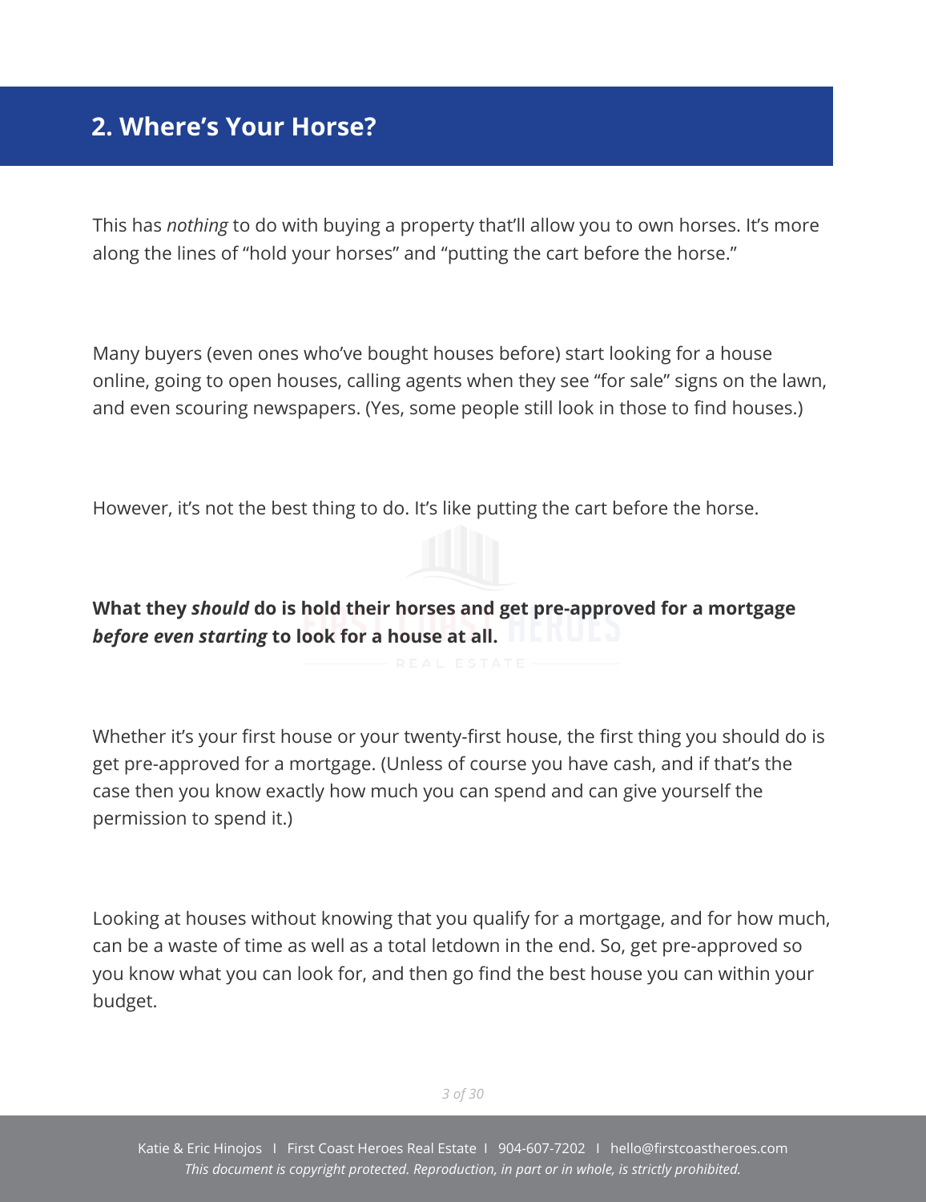## 2. Where's Your Horse?

This has *nothing* to do with buying a property that'll allow you to own horses. It's more along the lines of "hold your horses" and "putting the cart before the horse."

Many buyers (even ones who've bought houses before) start looking for a house online, going to open houses, calling agents when they see "for sale" signs on the lawn, and even scouring newspapers. (Yes, some people still look in those to find houses.)

However, it's not the best thing to do. It's like putting the cart before the horse.

**What they *should* do is hold their horses and get pre-approved for a mortgage *before even starting* to look for a house at all.**

Whether it's your first house or your twenty-first house, the first thing you should do is get pre-approved for a mortgage. (Unless of course you have cash, and if that's the case then you know exactly how much you can spend and can give yourself the permission to spend it.)

Looking at houses without knowing that you qualify for a mortgage, and for how much, can be a waste of time as well as a total letdown in the end. So, get pre-approved so you know what you can look for, and then go find the best house you can within your budget.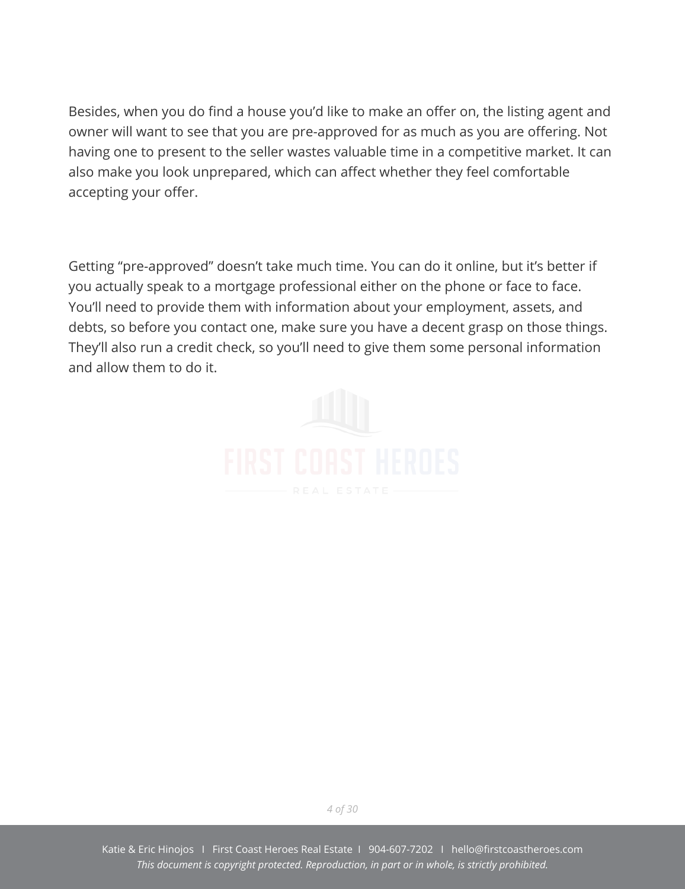Besides, when you do find a house you'd like to make an offer on, the listing agent and owner will want to see that you are pre-approved for as much as you are offering. Not having one to present to the seller wastes valuable time in a competitive market. It can also make you look unprepared, which can affect whether they feel comfortable accepting your offer.

Getting "pre-approved" doesn't take much time. You can do it online, but it's better if you actually speak to a mortgage professional either on the phone or face to face. You'll need to provide them with information about your employment, assets, and debts, so before you contact one, make sure you have a decent grasp on those things. They'll also run a credit check, so you'll need to give them some personal information and allow them to do it.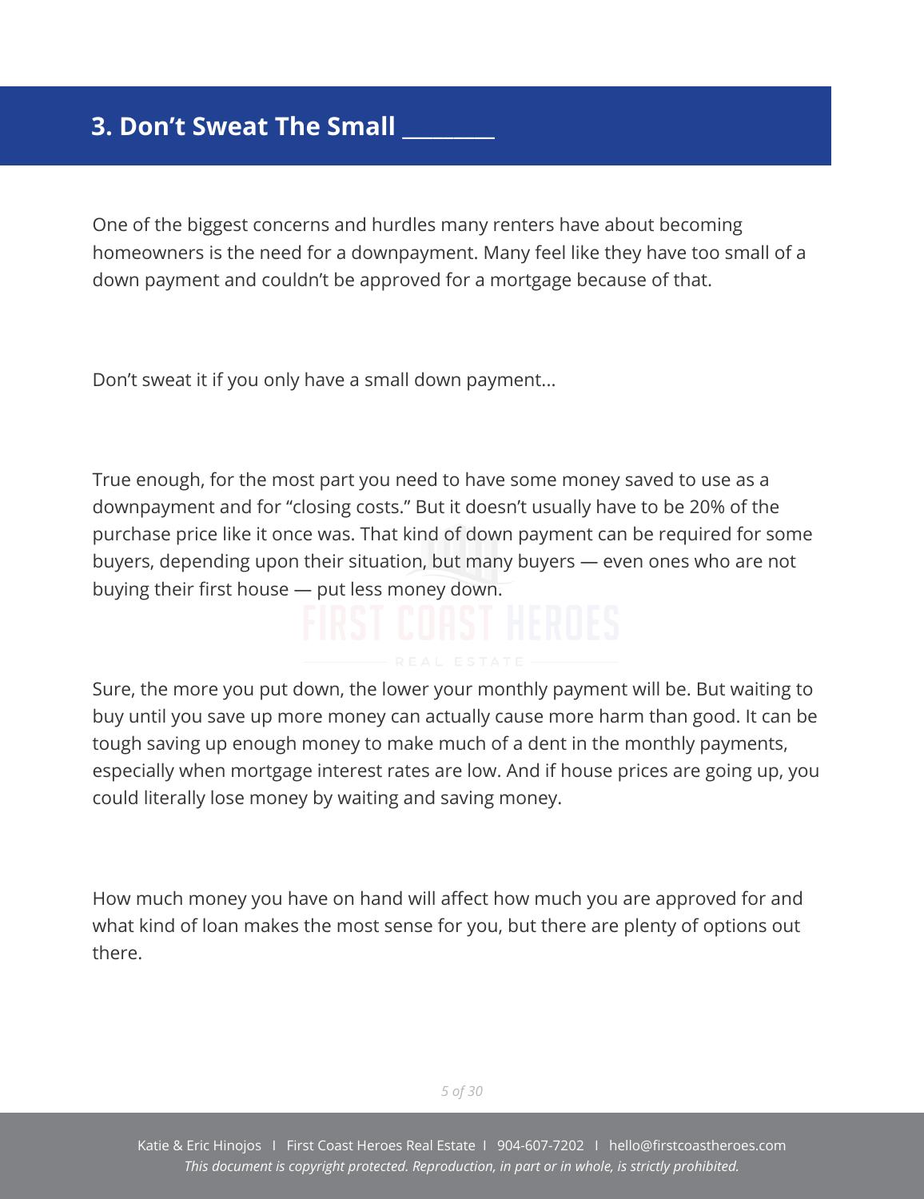## 3. Don't Sweat The Small ________

One of the biggest concerns and hurdles many renters have about becoming homeowners is the need for a downpayment. Many feel like they have too small of a down payment and couldn't be approved for a mortgage because of that.

Don't sweat it if you only have a small down payment...

True enough, for the most part you need to have some money saved to use as a downpayment and for "closing costs." But it doesn't usually have to be 20% of the purchase price like it once was. That kind of down payment can be required for some buyers, depending upon their situation, but many buyers — even ones who are not buying their first house — put less money down.

Sure, the more you put down, the lower your monthly payment will be. But waiting to buy until you save up more money can actually cause more harm than good. It can be tough saving up enough money to make much of a dent in the monthly payments, especially when mortgage interest rates are low. And if house prices are going up, you could literally lose money by waiting and saving money.

How much money you have on hand will affect how much you are approved for and what kind of loan makes the most sense for you, but there are plenty of options out there.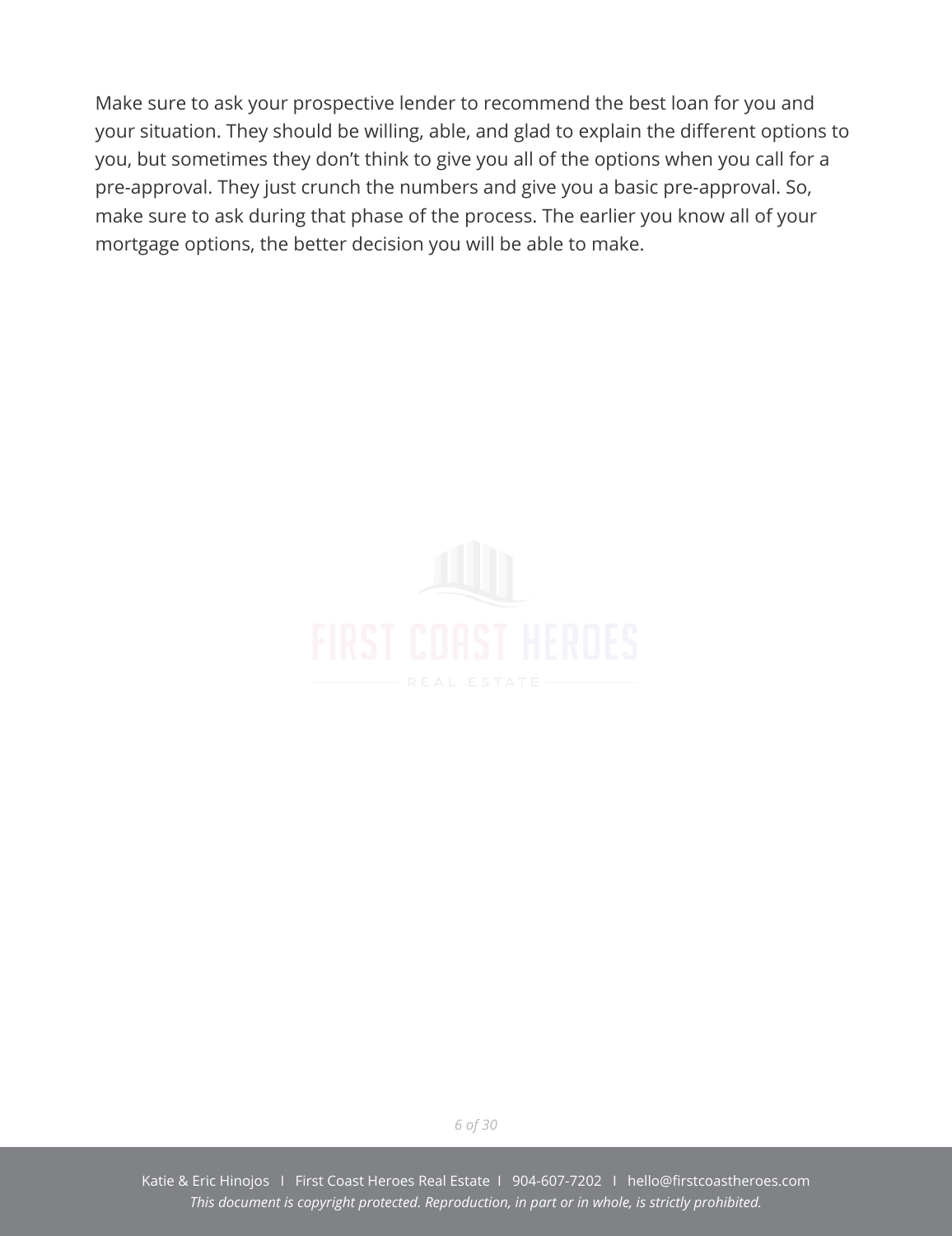Make sure to ask your prospective lender to recommend the best loan for you and your situation. They should be willing, able, and glad to explain the different options to you, but sometimes they don't think to give you all of the options when you call for a pre-approval. They just crunch the numbers and give you a basic pre-approval. So, make sure to ask during that phase of the process. The earlier you know all of your mortgage options, the better decision you will be able to make.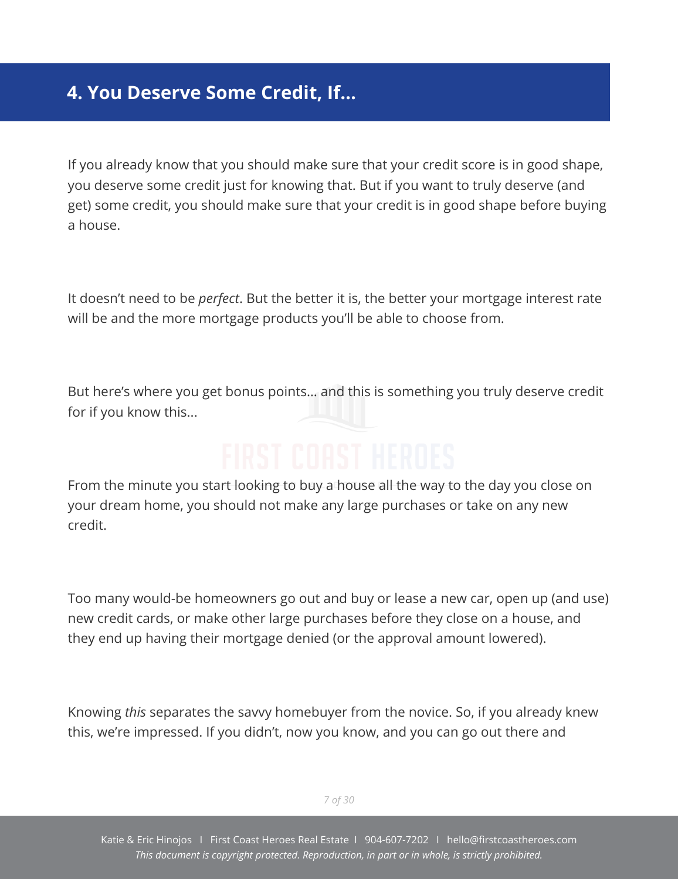## 4. You Deserve Some Credit, If...

If you already know that you should make sure that your credit score is in good shape, you deserve some credit just for knowing that. But if you want to truly deserve (and get) some credit, you should make sure that your credit is in good shape before buying a house.

It doesn't need to be *perfect*. But the better it is, the better your mortgage interest rate will be and the more mortgage products you'll be able to choose from.

But here's where you get bonus points... and this is something you truly deserve credit for if you know this...

From the minute you start looking to buy a house all the way to the day you close on your dream home, you should not make any large purchases or take on any new credit.

Too many would-be homeowners go out and buy or lease a new car, open up (and use) new credit cards, or make other large purchases before they close on a house, and they end up having their mortgage denied (or the approval amount lowered).

Knowing *this* separates the savvy homebuyer from the novice. So, if you already knew this, we're impressed. If you didn't, now you know, and you can go out there and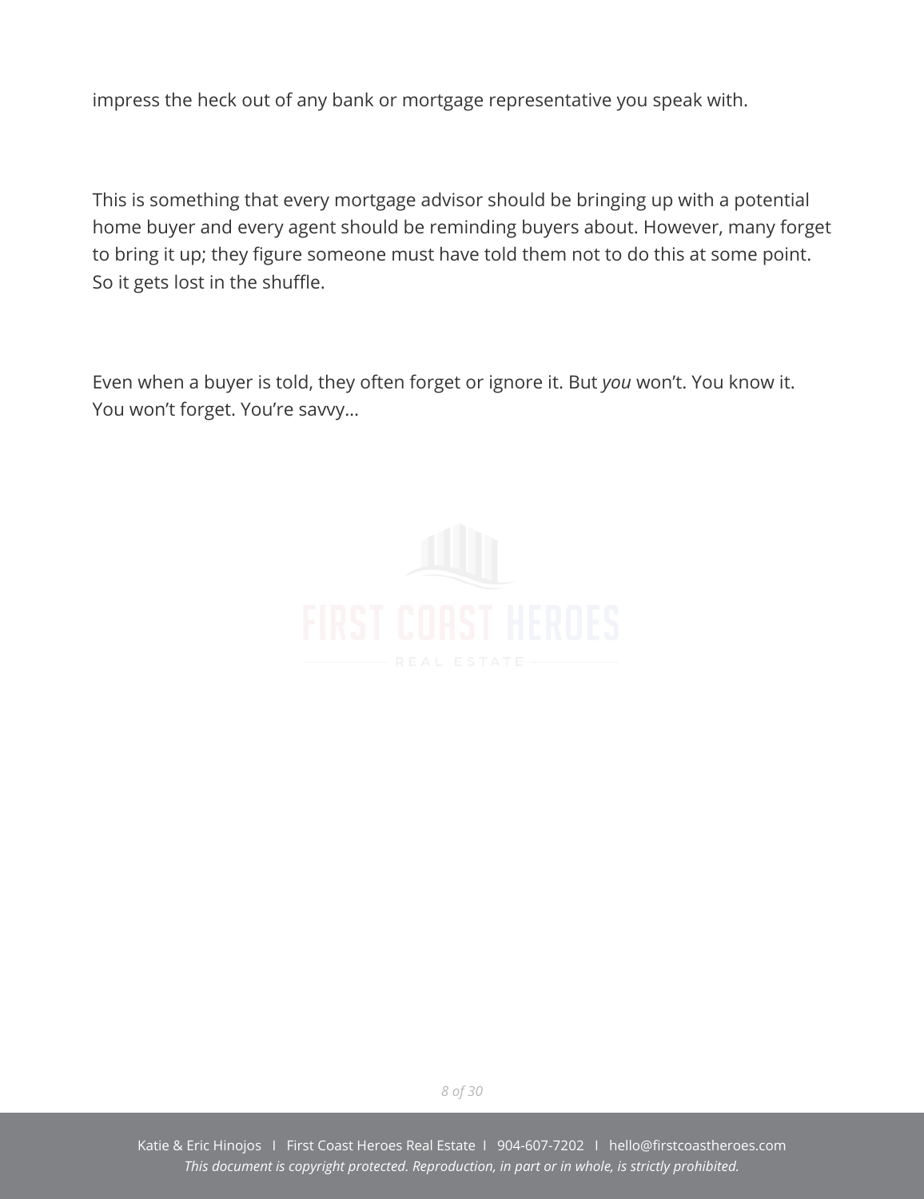impress the heck out of any bank or mortgage representative you speak with.

This is something that every mortgage advisor should be bringing up with a potential home buyer and every agent should be reminding buyers about. However, many forget to bring it up; they figure someone must have told them not to do this at some point. So it gets lost in the shuffle.

Even when a buyer is told, they often forget or ignore it. But *you* won't. You know it. You won't forget. You're savvy…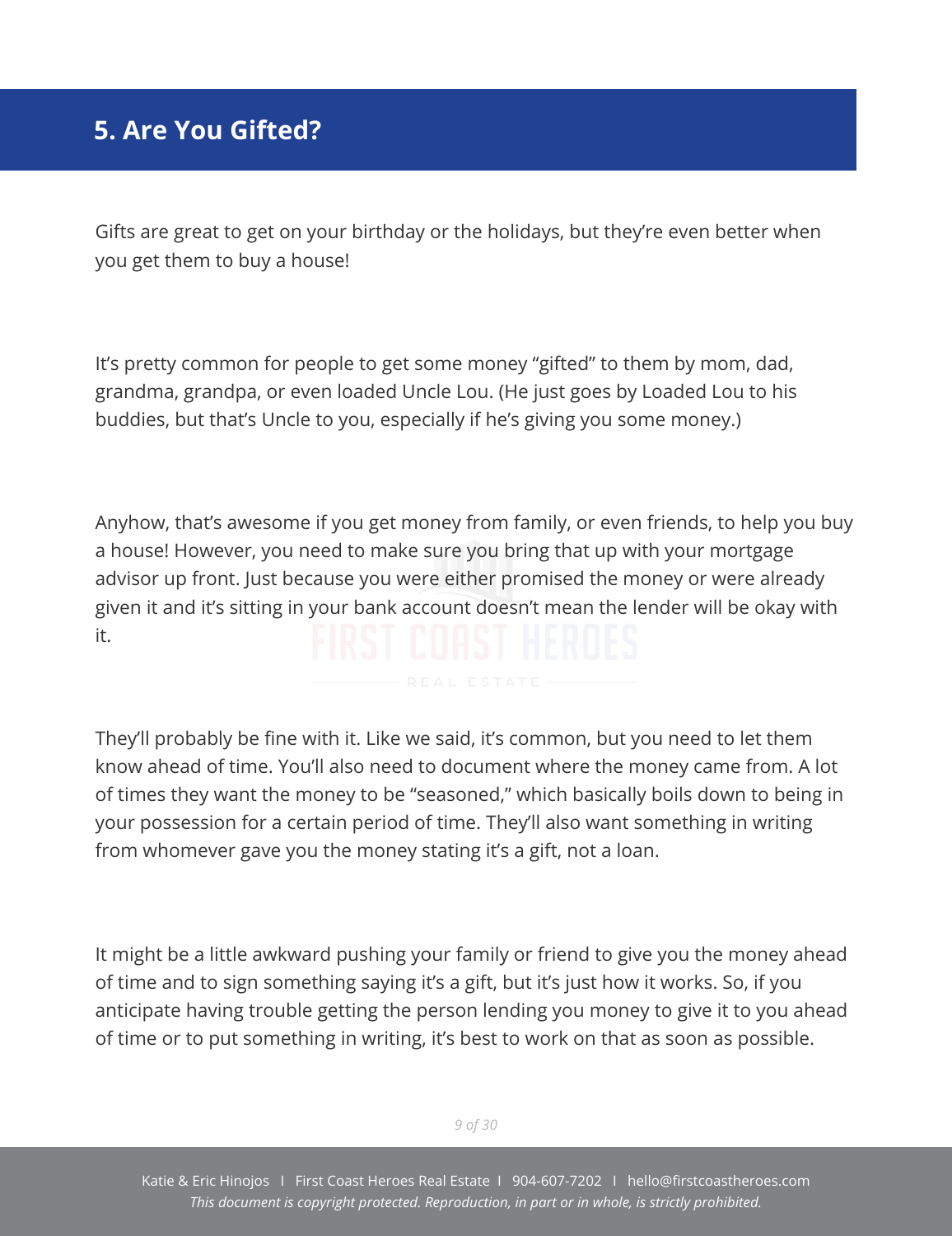## 5. Are You Gifted?

Gifts are great to get on your birthday or the holidays, but they're even better when you get them to buy a house!

It's pretty common for people to get some money "gifted" to them by mom, dad, grandma, grandpa, or even loaded Uncle Lou. (He just goes by Loaded Lou to his buddies, but that's Uncle to you, especially if he's giving you some money.)

Anyhow, that's awesome if you get money from family, or even friends, to help you buy a house! However, you need to make sure you bring that up with your mortgage advisor up front. Just because you were either promised the money or were already given it and it's sitting in your bank account doesn't mean the lender will be okay with it.

They'll probably be fine with it. Like we said, it's common, but you need to let them know ahead of time. You'll also need to document where the money came from. A lot of times they want the money to be "seasoned," which basically boils down to being in your possession for a certain period of time. They'll also want something in writing from whomever gave you the money stating it's a gift, not a loan.

It might be a little awkward pushing your family or friend to give you the money ahead of time and to sign something saying it's a gift, but it's just how it works. So, if you anticipate having trouble getting the person lending you money to give it to you ahead of time or to put something in writing, it's best to work on that as soon as possible.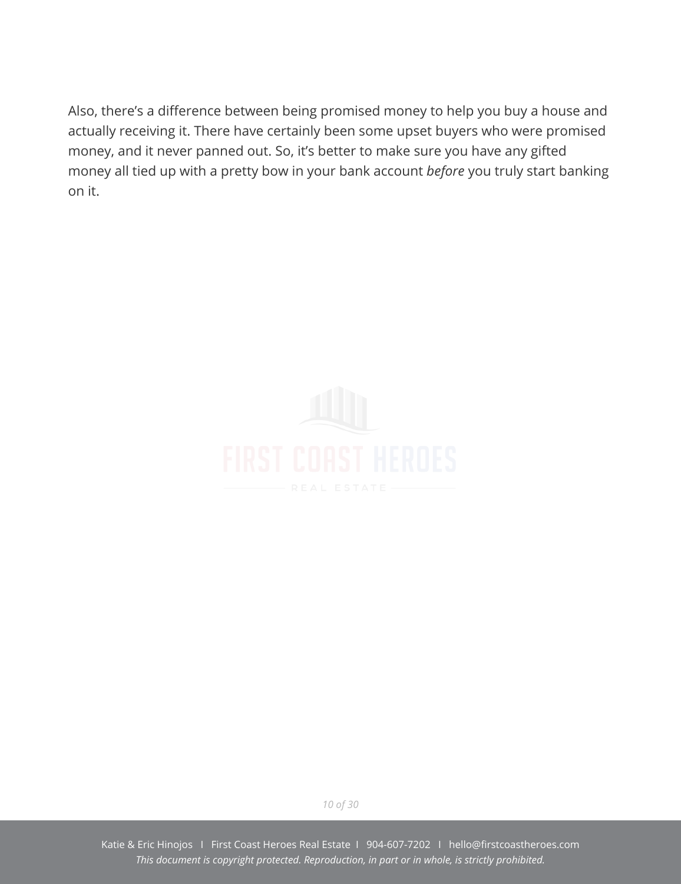Also, there's a difference between being promised money to help you buy a house and actually receiving it. There have certainly been some upset buyers who were promised money, and it never panned out. So, it's better to make sure you have any gifted money all tied up with a pretty bow in your bank account *before* you truly start banking on it.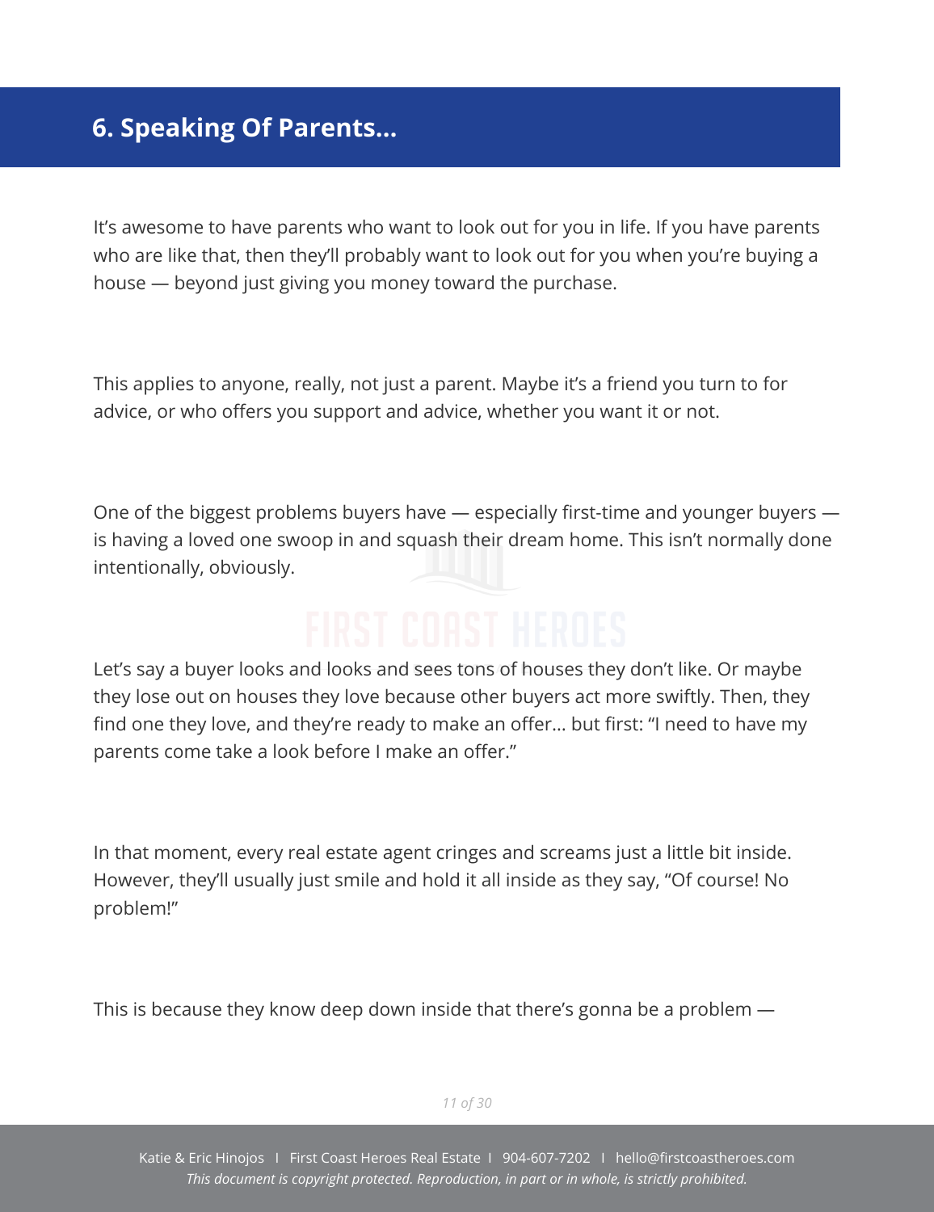## 6. Speaking Of Parents...

It's awesome to have parents who want to look out for you in life. If you have parents who are like that, then they'll probably want to look out for you when you're buying a house — beyond just giving you money toward the purchase.

This applies to anyone, really, not just a parent. Maybe it's a friend you turn to for advice, or who offers you support and advice, whether you want it or not.

One of the biggest problems buyers have — especially first-time and younger buyers — is having a loved one swoop in and squash their dream home. This isn't normally done intentionally, obviously.

Let's say a buyer looks and looks and sees tons of houses they don't like. Or maybe they lose out on houses they love because other buyers act more swiftly. Then, they find one they love, and they're ready to make an offer... but first: "I need to have my parents come take a look before I make an offer."

In that moment, every real estate agent cringes and screams just a little bit inside. However, they'll usually just smile and hold it all inside as they say, "Of course! No problem!"

This is because they know deep down inside that there's gonna be a problem —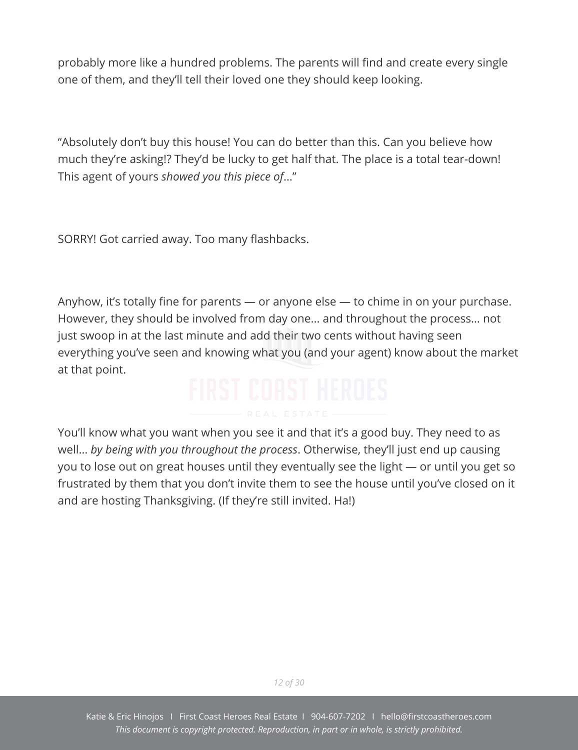probably more like a hundred problems. The parents will find and create every single one of them, and they'll tell their loved one they should keep looking.

"Absolutely don't buy this house! You can do better than this. Can you believe how much they're asking!? They'd be lucky to get half that. The place is a total tear-down! This agent of yours *showed you this piece of*..."

SORRY! Got carried away. Too many flashbacks.

Anyhow, it's totally fine for parents — or anyone else — to chime in on your purchase. However, they should be involved from day one... and throughout the process... not just swoop in at the last minute and add their two cents without having seen everything you've seen and knowing what you (and your agent) know about the market at that point.

You'll know what you want when you see it and that it's a good buy. They need to as well... *by being with you throughout the process*. Otherwise, they'll just end up causing you to lose out on great houses until they eventually see the light — or until you get so frustrated by them that you don't invite them to see the house until you've closed on it and are hosting Thanksgiving. (If they're still invited. Ha!)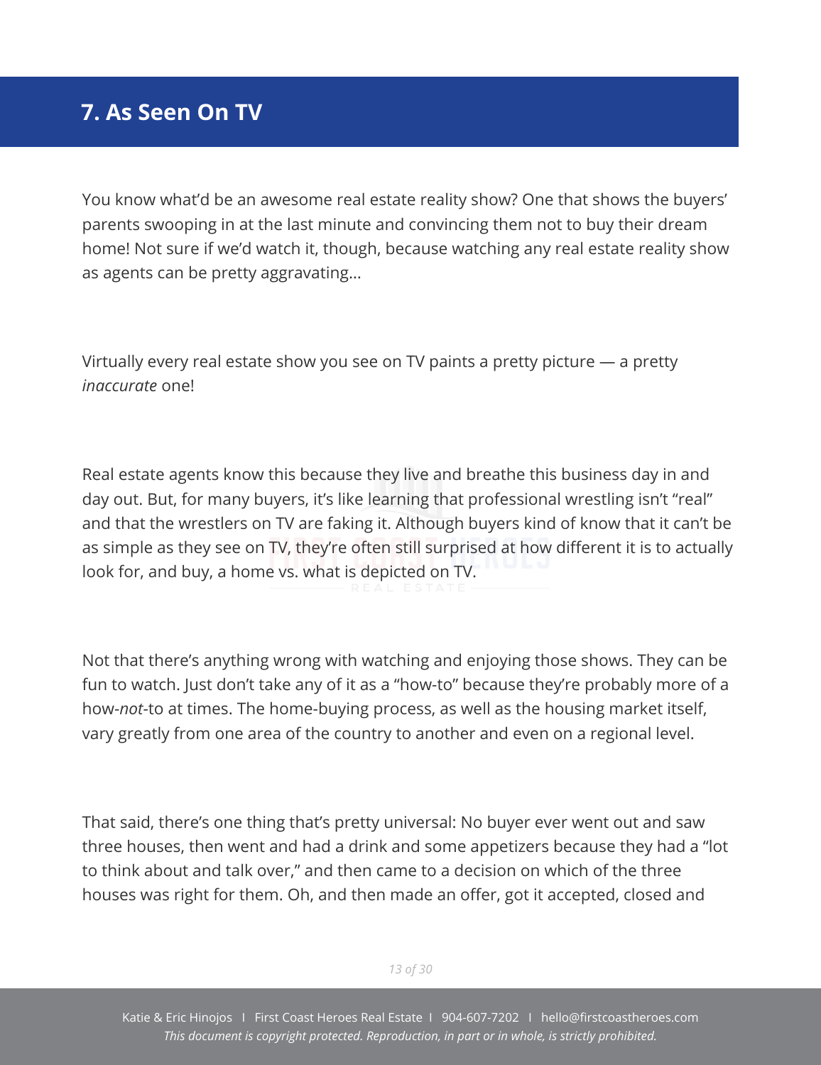## 7. As Seen On TV

You know what'd be an awesome real estate reality show? One that shows the buyers' parents swooping in at the last minute and convincing them not to buy their dream home! Not sure if we'd watch it, though, because watching any real estate reality show as agents can be pretty aggravating…

Virtually every real estate show you see on TV paints a pretty picture — a pretty *inaccurate* one!

Real estate agents know this because they live and breathe this business day in and day out. But, for many buyers, it's like learning that professional wrestling isn't "real" and that the wrestlers on TV are faking it. Although buyers kind of know that it can't be as simple as they see on TV, they're often still surprised at how different it is to actually look for, and buy, a home vs. what is depicted on TV.

Not that there's anything wrong with watching and enjoying those shows. They can be fun to watch. Just don't take any of it as a "how-to" because they're probably more of a how-*not*-to at times. The home-buying process, as well as the housing market itself, vary greatly from one area of the country to another and even on a regional level.

That said, there's one thing that's pretty universal: No buyer ever went out and saw three houses, then went and had a drink and some appetizers because they had a "lot to think about and talk over," and then came to a decision on which of the three houses was right for them. Oh, and then made an offer, got it accepted, closed and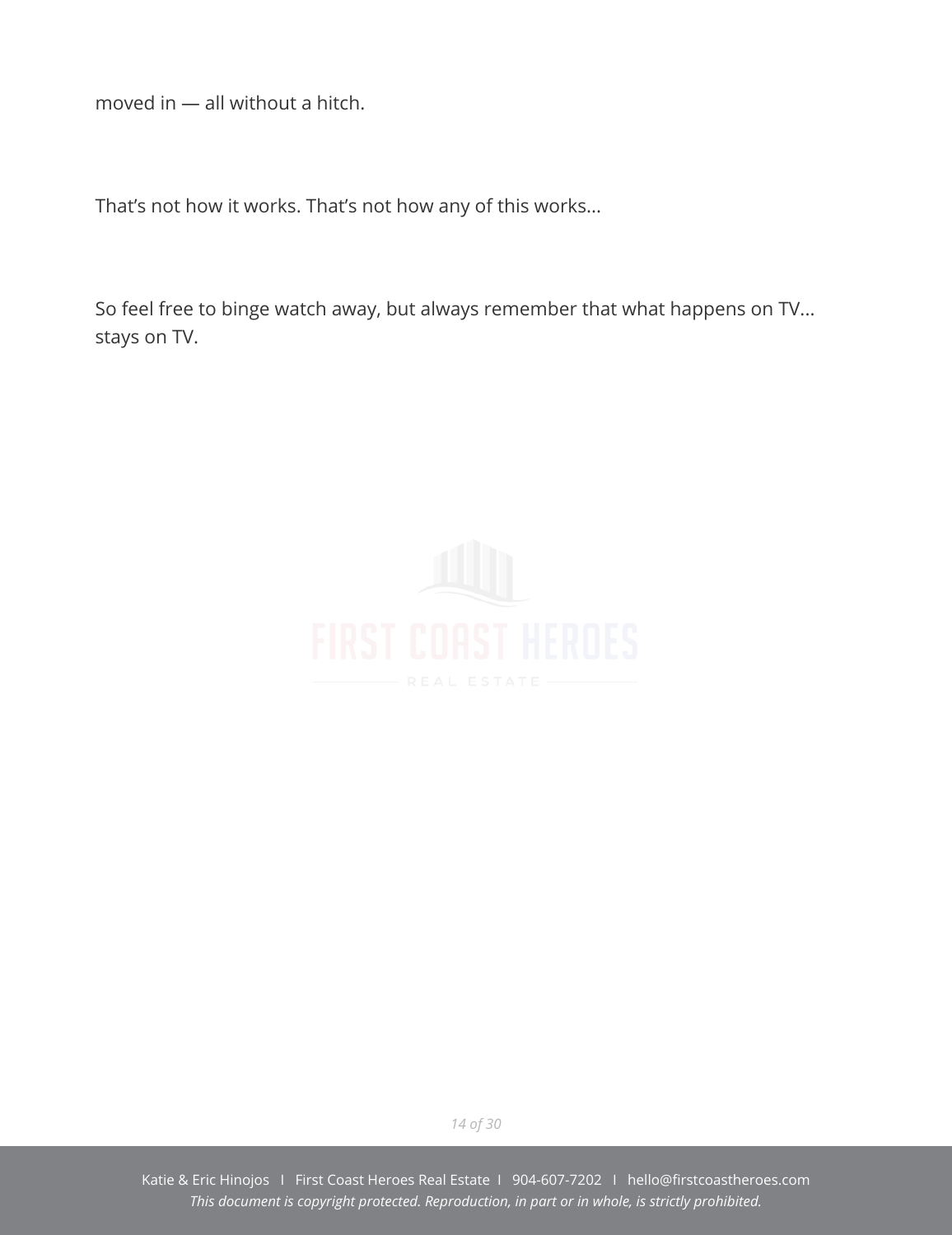moved in — all without a hitch.

That's not how it works. That's not how any of this works...

So feel free to binge watch away, but always remember that what happens on TV... stays on TV.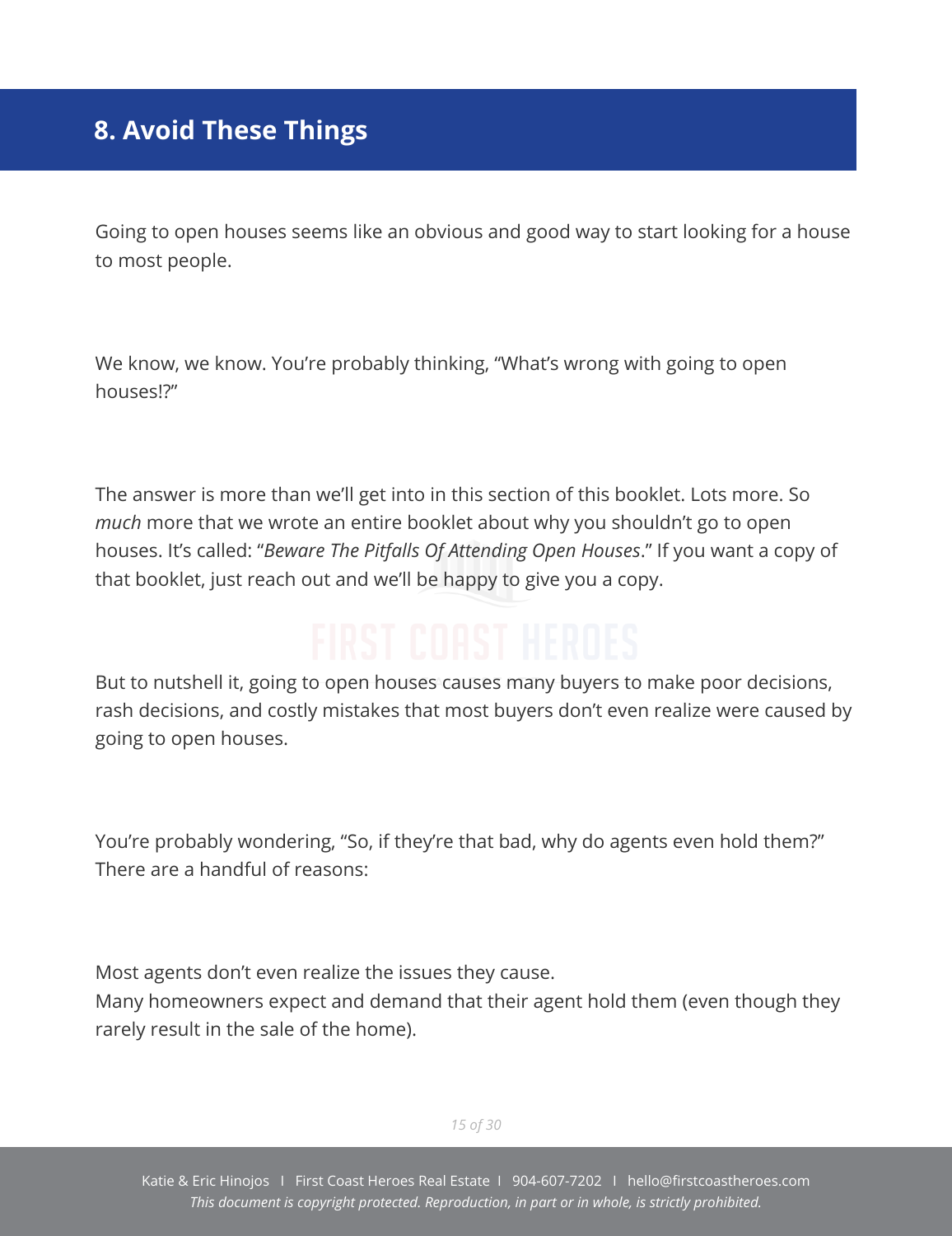## 8. Avoid These Things

Going to open houses seems like an obvious and good way to start looking for a house to most people.

We know, we know. You're probably thinking, "What's wrong with going to open houses!?"

The answer is more than we'll get into in this section of this booklet. Lots more. So *much* more that we wrote an entire booklet about why you shouldn't go to open houses. It's called: "*Beware The Pitfalls Of Attending Open Houses*." If you want a copy of that booklet, just reach out and we'll be happy to give you a copy.

But to nutshell it, going to open houses causes many buyers to make poor decisions, rash decisions, and costly mistakes that most buyers don't even realize were caused by going to open houses.

You're probably wondering, "So, if they're that bad, why do agents even hold them?" There are a handful of reasons:

Most agents don't even realize the issues they cause.
Many homeowners expect and demand that their agent hold them (even though they rarely result in the sale of the home).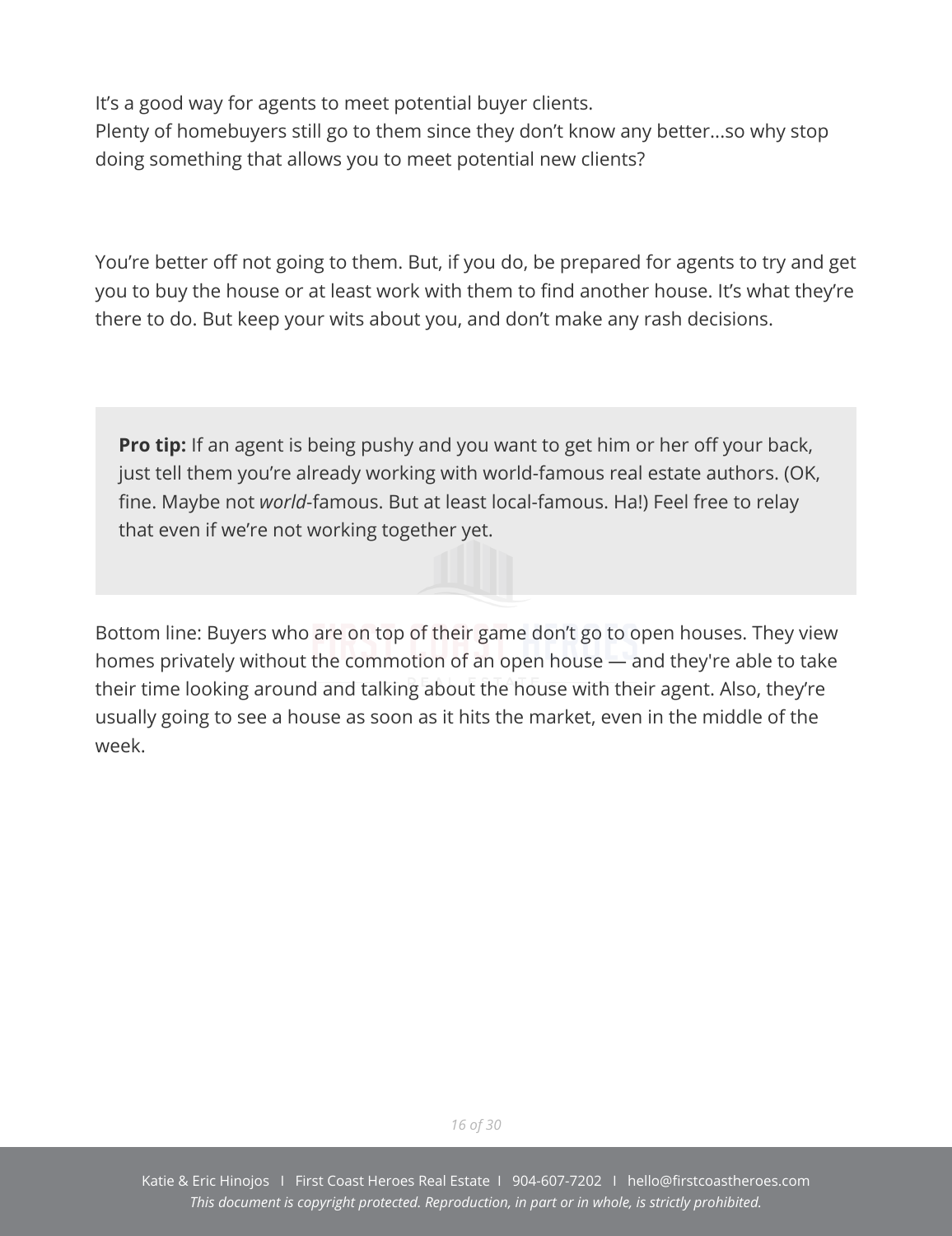It's a good way for agents to meet potential buyer clients.
Plenty of homebuyers still go to them since they don't know any better...so why stop doing something that allows you to meet potential new clients?

You're better off not going to them. But, if you do, be prepared for agents to try and get you to buy the house or at least work with them to find another house. It's what they're there to do. But keep your wits about you, and don't make any rash decisions.

> **Pro tip:** If an agent is being pushy and you want to get him or her off your back, just tell them you're already working with world-famous real estate authors. (OK, fine. Maybe not *world*-famous. But at least local-famous. Ha!) Feel free to relay that even if we're not working together yet.

Bottom line: Buyers who are on top of their game don't go to open houses. They view homes privately without the commotion of an open house — and they're able to take their time looking around and talking about the house with their agent. Also, they're usually going to see a house as soon as it hits the market, even in the middle of the week.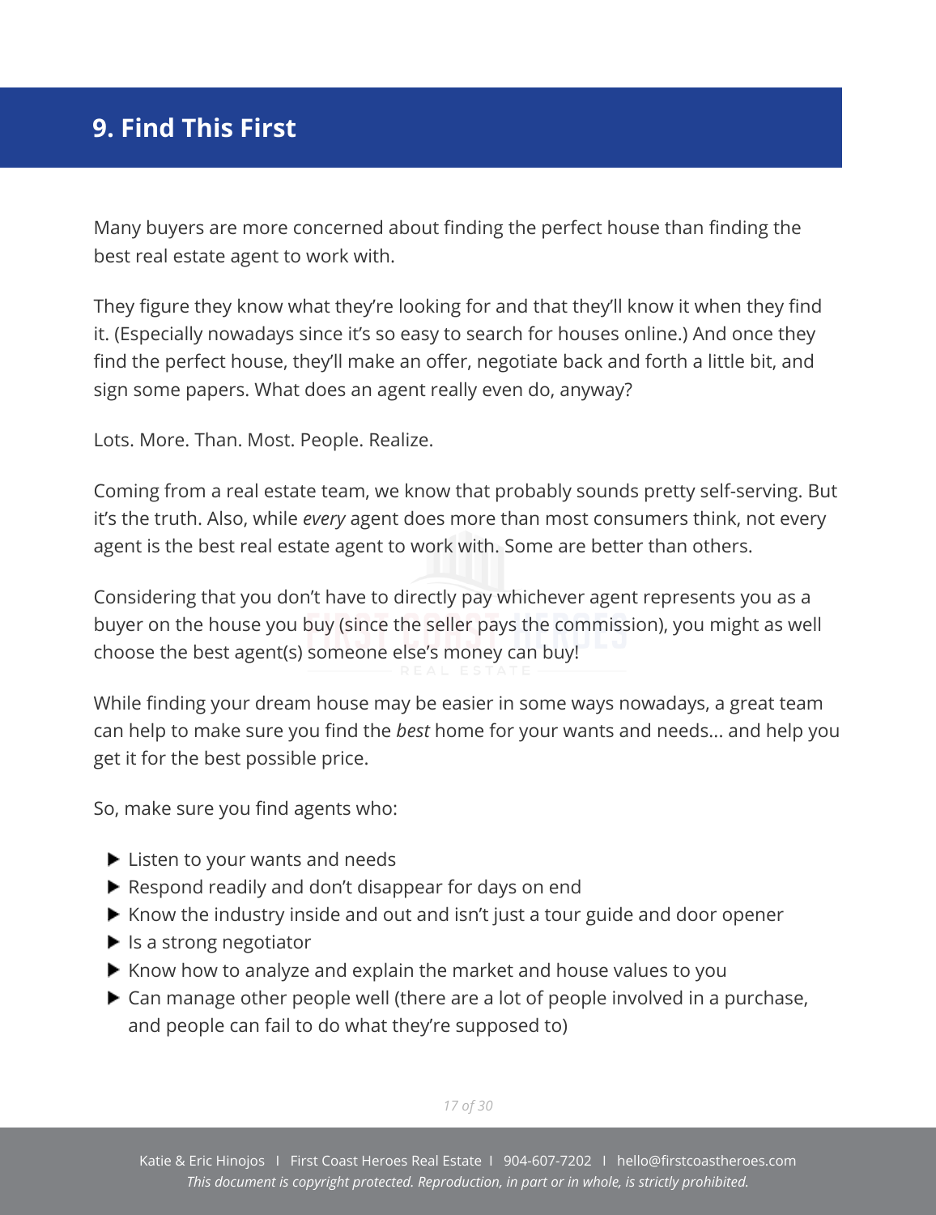## 9. Find This First

Many buyers are more concerned about finding the perfect house than finding the best real estate agent to work with.

They figure they know what they're looking for and that they'll know it when they find it. (Especially nowadays since it's so easy to search for houses online.) And once they find the perfect house, they'll make an offer, negotiate back and forth a little bit, and sign some papers. What does an agent really even do, anyway?

Lots. More. Than. Most. People. Realize.

Coming from a real estate team, we know that probably sounds pretty self-serving. But it's the truth. Also, while *every* agent does more than most consumers think, not every agent is the best real estate agent to work with. Some are better than others.

Considering that you don't have to directly pay whichever agent represents you as a buyer on the house you buy (since the seller pays the commission), you might as well choose the best agent(s) someone else's money can buy!

While finding your dream house may be easier in some ways nowadays, a great team can help to make sure you find the *best* home for your wants and needs... and help you get it for the best possible price.

So, make sure you find agents who:

- Listen to your wants and needs
- Respond readily and don't disappear for days on end
- Know the industry inside and out and isn't just a tour guide and door opener
- Is a strong negotiator
- Know how to analyze and explain the market and house values to you
- Can manage other people well (there are a lot of people involved in a purchase, and people can fail to do what they're supposed to)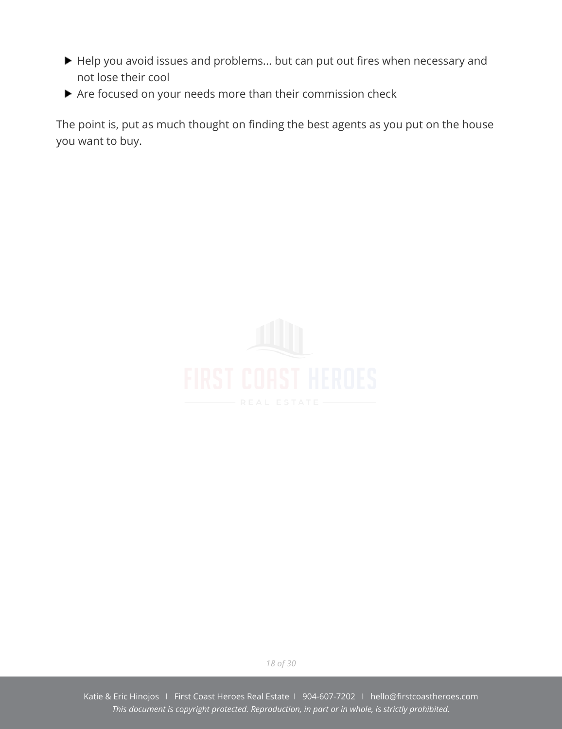- Help you avoid issues and problems... but can put out fires when necessary and not lose their cool
- Are focused on your needs more than their commission check

The point is, put as much thought on finding the best agents as you put on the house you want to buy.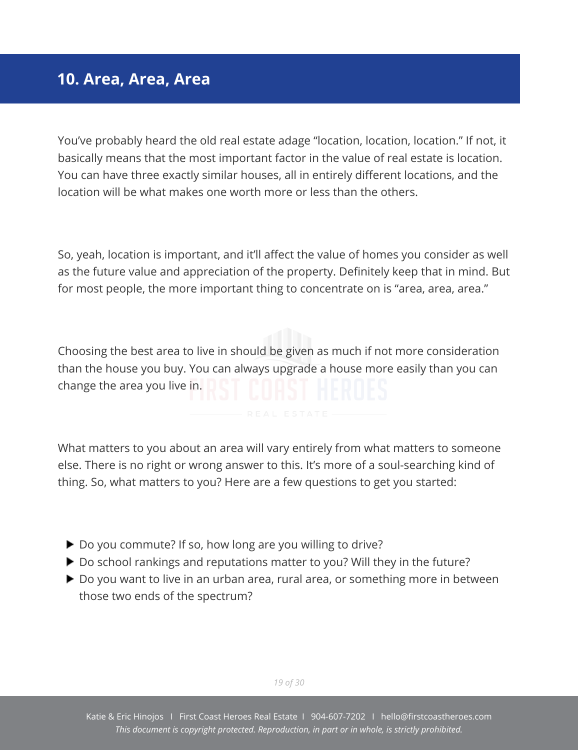## 10. Area, Area, Area

You've probably heard the old real estate adage "location, location, location." If not, it basically means that the most important factor in the value of real estate is location. You can have three exactly similar houses, all in entirely different locations, and the location will be what makes one worth more or less than the others.

So, yeah, location is important, and it'll affect the value of homes you consider as well as the future value and appreciation of the property. Definitely keep that in mind. But for most people, the more important thing to concentrate on is "area, area, area."

Choosing the best area to live in should be given as much if not more consideration than the house you buy. You can always upgrade a house more easily than you can change the area you live in.

What matters to you about an area will vary entirely from what matters to someone else. There is no right or wrong answer to this. It's more of a soul-searching kind of thing. So, what matters to you? Here are a few questions to get you started:

- Do you commute? If so, how long are you willing to drive?
- Do school rankings and reputations matter to you? Will they in the future?
- Do you want to live in an urban area, rural area, or something more in between those two ends of the spectrum?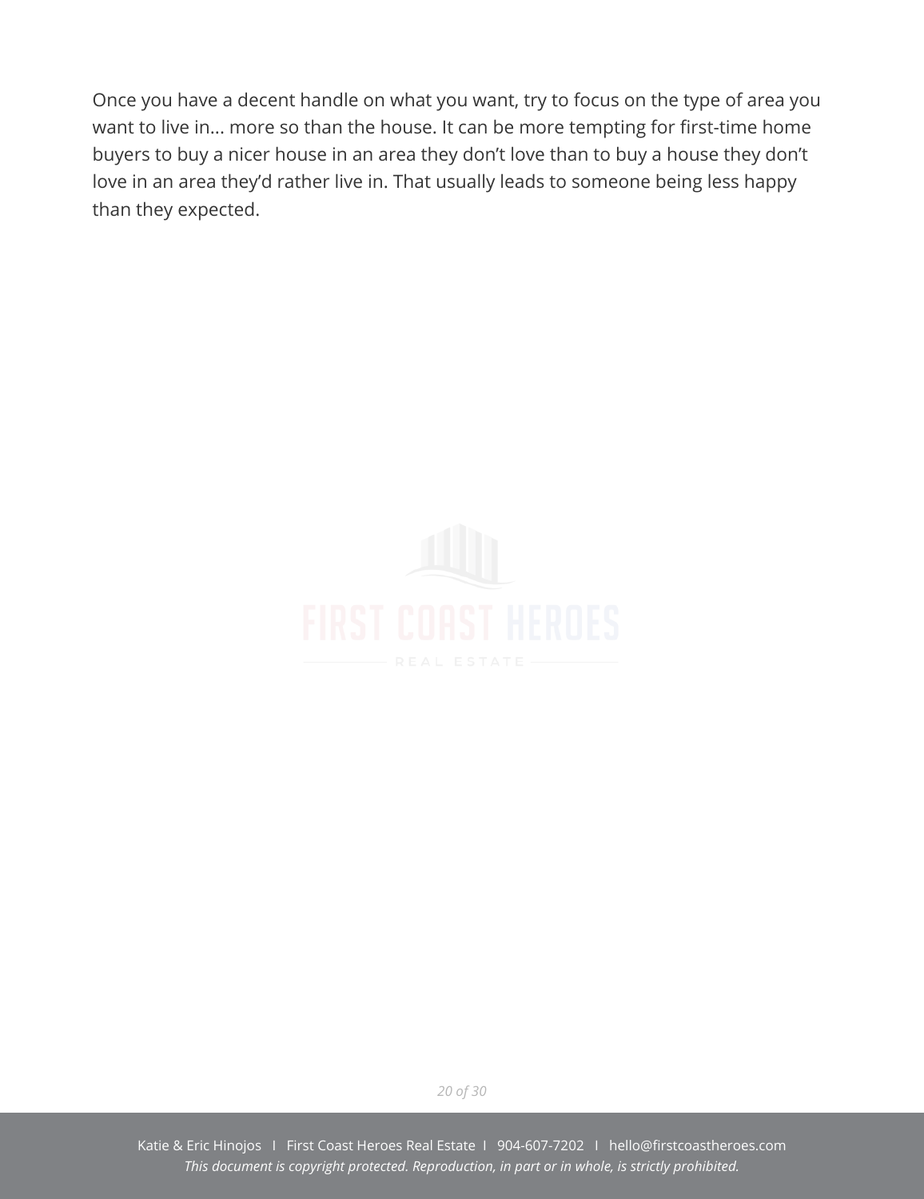Once you have a decent handle on what you want, try to focus on the type of area you want to live in... more so than the house. It can be more tempting for first-time home buyers to buy a nicer house in an area they don't love than to buy a house they don't love in an area they'd rather live in. That usually leads to someone being less happy than they expected.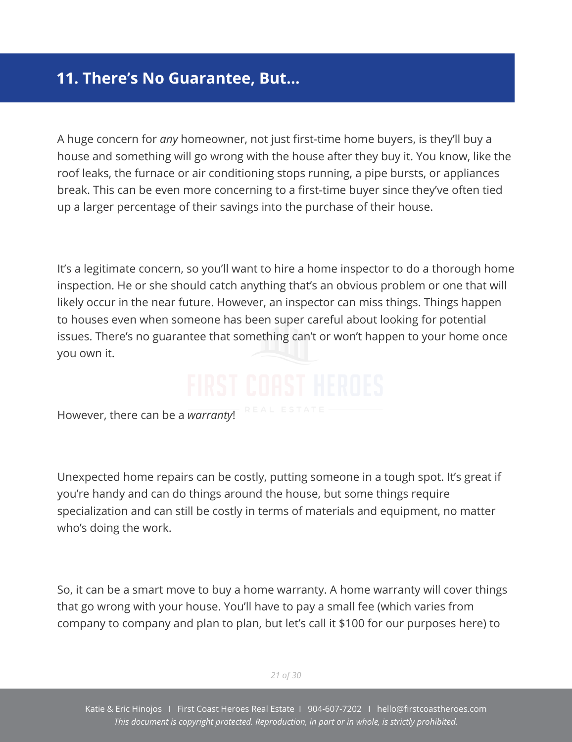## 11. There's No Guarantee, But...

A huge concern for *any* homeowner, not just first-time home buyers, is they'll buy a house and something will go wrong with the house after they buy it. You know, like the roof leaks, the furnace or air conditioning stops running, a pipe bursts, or appliances break. This can be even more concerning to a first-time buyer since they've often tied up a larger percentage of their savings into the purchase of their house.

It's a legitimate concern, so you'll want to hire a home inspector to do a thorough home inspection. He or she should catch anything that's an obvious problem or one that will likely occur in the near future. However, an inspector can miss things. Things happen to houses even when someone has been super careful about looking for potential issues. There's no guarantee that something can't or won't happen to your home once you own it.

However, there can be a *warranty*!

Unexpected home repairs can be costly, putting someone in a tough spot. It's great if you're handy and can do things around the house, but some things require specialization and can still be costly in terms of materials and equipment, no matter who's doing the work.

So, it can be a smart move to buy a home warranty. A home warranty will cover things that go wrong with your house. You'll have to pay a small fee (which varies from company to company and plan to plan, but let's call it $100 for our purposes here) to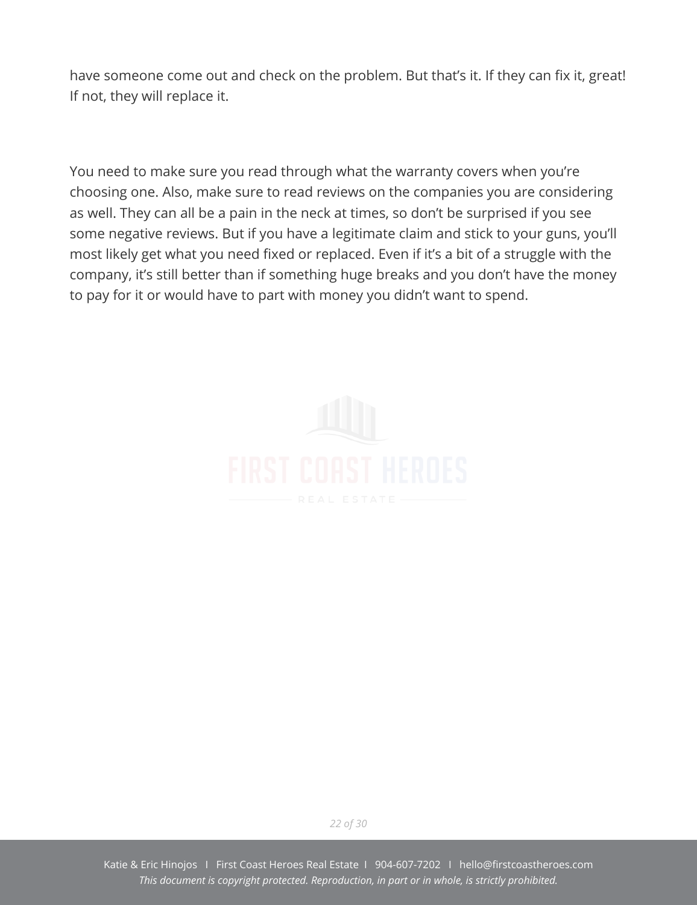have someone come out and check on the problem. But that's it. If they can fix it, great! If not, they will replace it.

You need to make sure you read through what the warranty covers when you're choosing one. Also, make sure to read reviews on the companies you are considering as well. They can all be a pain in the neck at times, so don't be surprised if you see some negative reviews. But if you have a legitimate claim and stick to your guns, you'll most likely get what you need fixed or replaced. Even if it's a bit of a struggle with the company, it's still better than if something huge breaks and you don't have the money to pay for it or would have to part with money you didn't want to spend.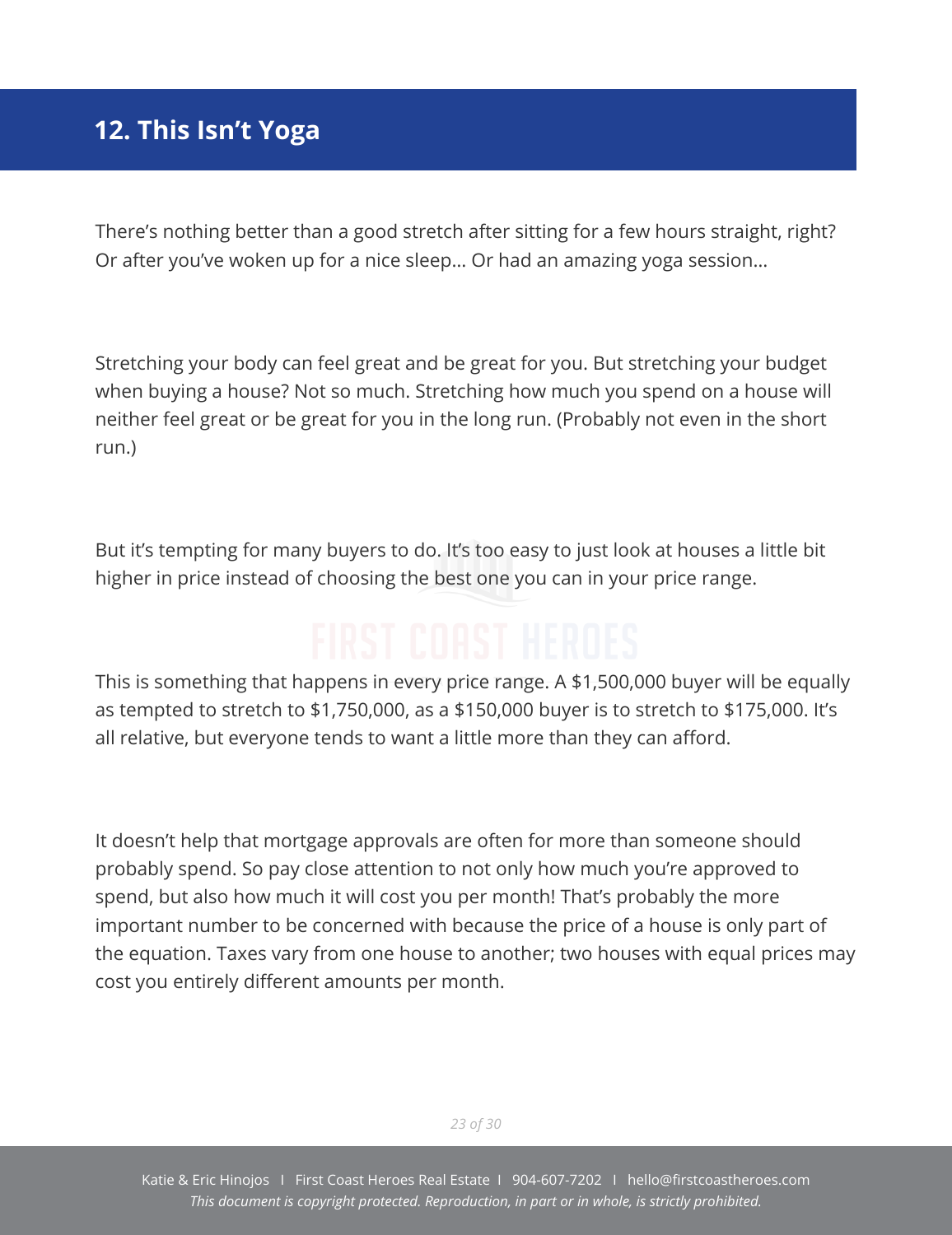## 12. This Isn't Yoga

There's nothing better than a good stretch after sitting for a few hours straight, right? Or after you've woken up for a nice sleep… Or had an amazing yoga session…

Stretching your body can feel great and be great for you. But stretching your budget when buying a house? Not so much. Stretching how much you spend on a house will neither feel great or be great for you in the long run. (Probably not even in the short run.)

But it's tempting for many buyers to do. It's too easy to just look at houses a little bit higher in price instead of choosing the best one you can in your price range.

This is something that happens in every price range. A $1,500,000 buyer will be equally as tempted to stretch to $1,750,000, as a $150,000 buyer is to stretch to $175,000. It's all relative, but everyone tends to want a little more than they can afford.

It doesn't help that mortgage approvals are often for more than someone should probably spend. So pay close attention to not only how much you're approved to spend, but also how much it will cost you per month! That's probably the more important number to be concerned with because the price of a house is only part of the equation. Taxes vary from one house to another; two houses with equal prices may cost you entirely different amounts per month.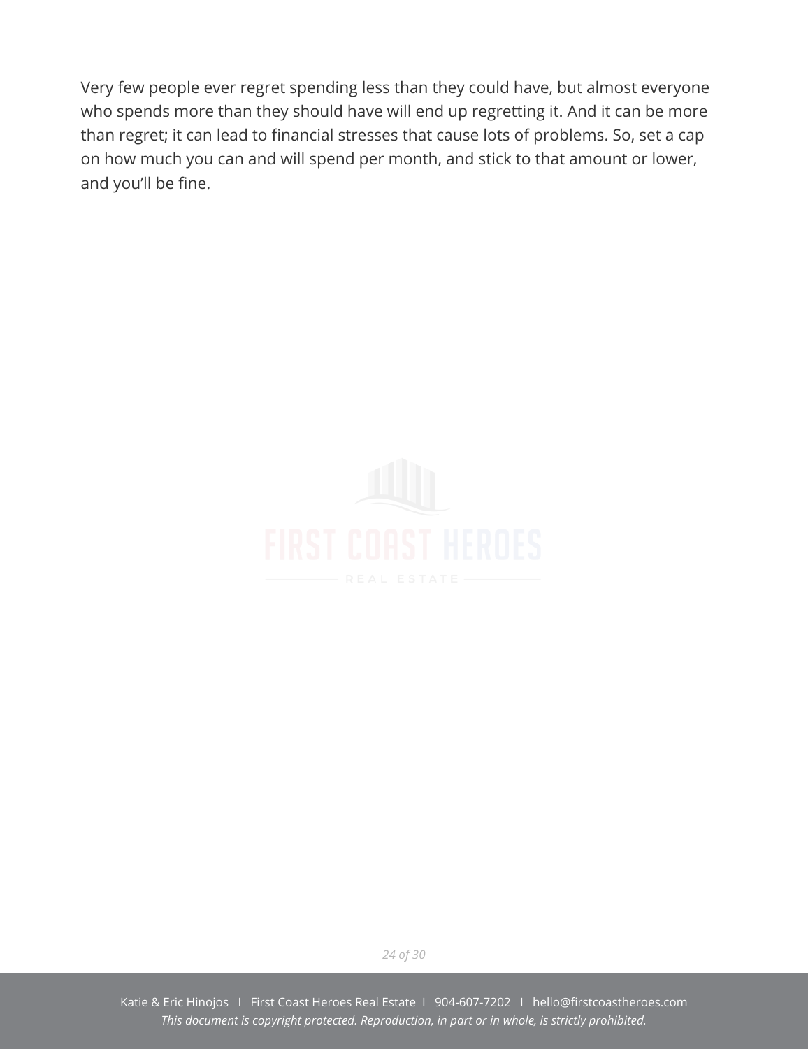Very few people ever regret spending less than they could have, but almost everyone who spends more than they should have will end up regretting it. And it can be more than regret; it can lead to financial stresses that cause lots of problems. So, set a cap on how much you can and will spend per month, and stick to that amount or lower, and you'll be fine.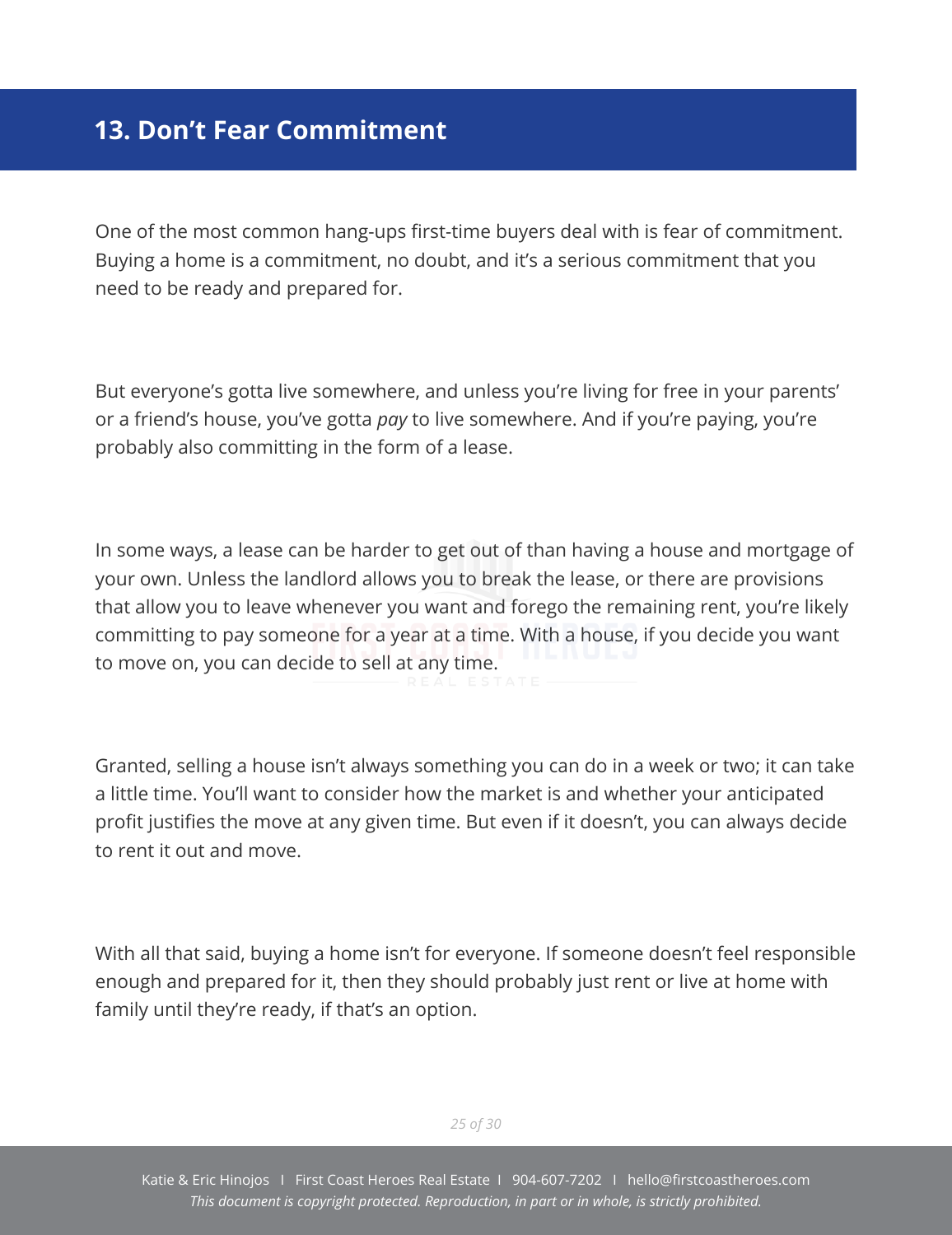## 13. Don't Fear Commitment

One of the most common hang-ups first-time buyers deal with is fear of commitment. Buying a home is a commitment, no doubt, and it's a serious commitment that you need to be ready and prepared for.

But everyone's gotta live somewhere, and unless you're living for free in your parents' or a friend's house, you've gotta *pay* to live somewhere. And if you're paying, you're probably also committing in the form of a lease.

In some ways, a lease can be harder to get out of than having a house and mortgage of your own. Unless the landlord allows you to break the lease, or there are provisions that allow you to leave whenever you want and forego the remaining rent, you're likely committing to pay someone for a year at a time. With a house, if you decide you want to move on, you can decide to sell at any time.

Granted, selling a house isn't always something you can do in a week or two; it can take a little time. You'll want to consider how the market is and whether your anticipated profit justifies the move at any given time. But even if it doesn't, you can always decide to rent it out and move.

With all that said, buying a home isn't for everyone. If someone doesn't feel responsible enough and prepared for it, then they should probably just rent or live at home with family until they're ready, if that's an option.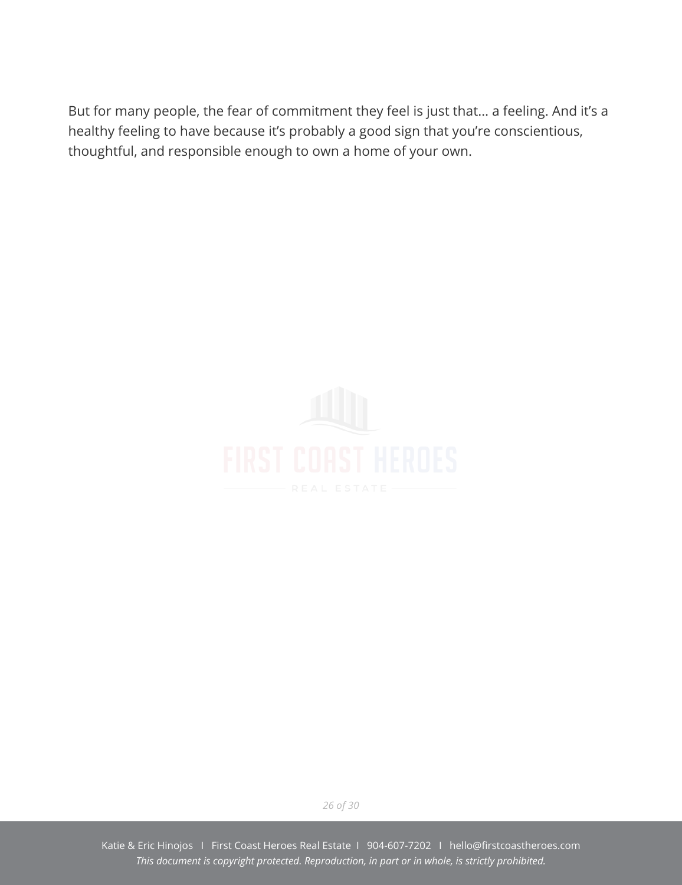But for many people, the fear of commitment they feel is just that… a feeling. And it's a healthy feeling to have because it's probably a good sign that you're conscientious, thoughtful, and responsible enough to own a home of your own.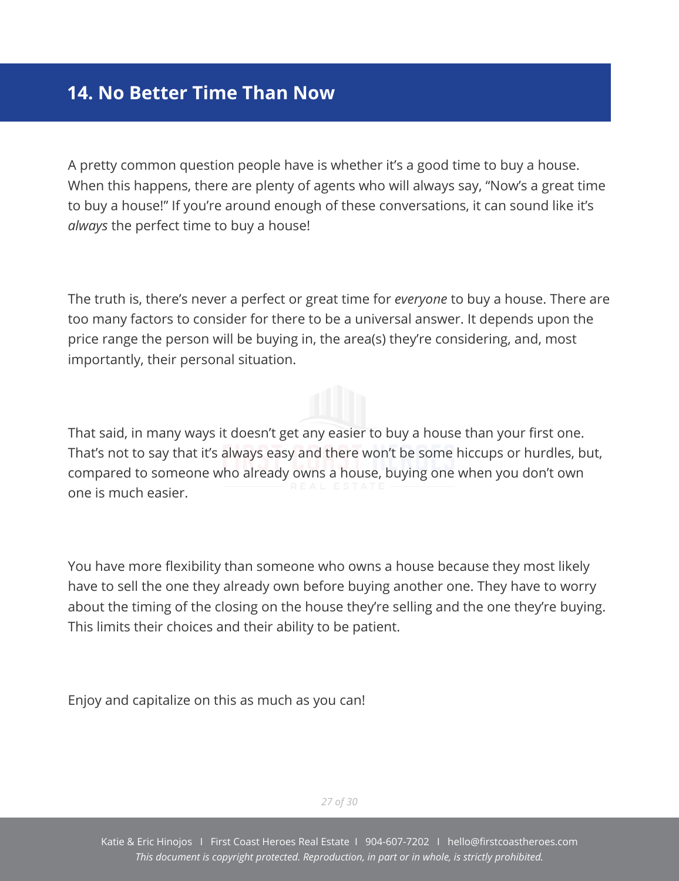## 14. No Better Time Than Now

A pretty common question people have is whether it's a good time to buy a house. When this happens, there are plenty of agents who will always say, "Now's a great time to buy a house!" If you're around enough of these conversations, it can sound like it's *always* the perfect time to buy a house!

The truth is, there's never a perfect or great time for *everyone* to buy a house. There are too many factors to consider for there to be a universal answer. It depends upon the price range the person will be buying in, the area(s) they're considering, and, most importantly, their personal situation.

That said, in many ways it doesn't get any easier to buy a house than your first one. That's not to say that it's always easy and there won't be some hiccups or hurdles, but, compared to someone who already owns a house, buying one when you don't own one is much easier.

You have more flexibility than someone who owns a house because they most likely have to sell the one they already own before buying another one. They have to worry about the timing of the closing on the house they're selling and the one they're buying. This limits their choices and their ability to be patient.

Enjoy and capitalize on this as much as you can!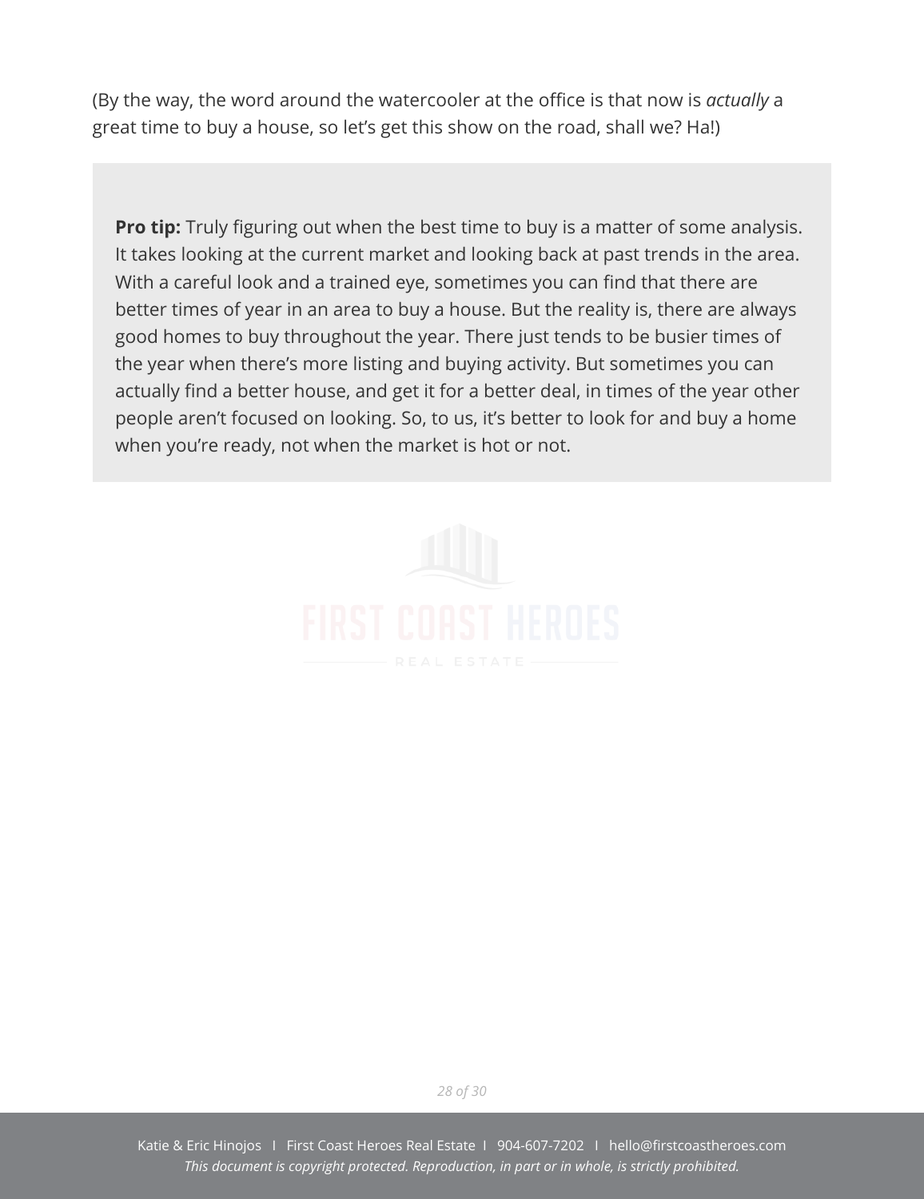(By the way, the word around the watercooler at the office is that now is *actually* a great time to buy a house, so let's get this show on the road, shall we? Ha!)

**Pro tip:** Truly figuring out when the best time to buy is a matter of some analysis. It takes looking at the current market and looking back at past trends in the area. With a careful look and a trained eye, sometimes you can find that there are better times of year in an area to buy a house. But the reality is, there are always good homes to buy throughout the year. There just tends to be busier times of the year when there's more listing and buying activity. But sometimes you can actually find a better house, and get it for a better deal, in times of the year other people aren't focused on looking. So, to us, it's better to look for and buy a home when you're ready, not when the market is hot or not.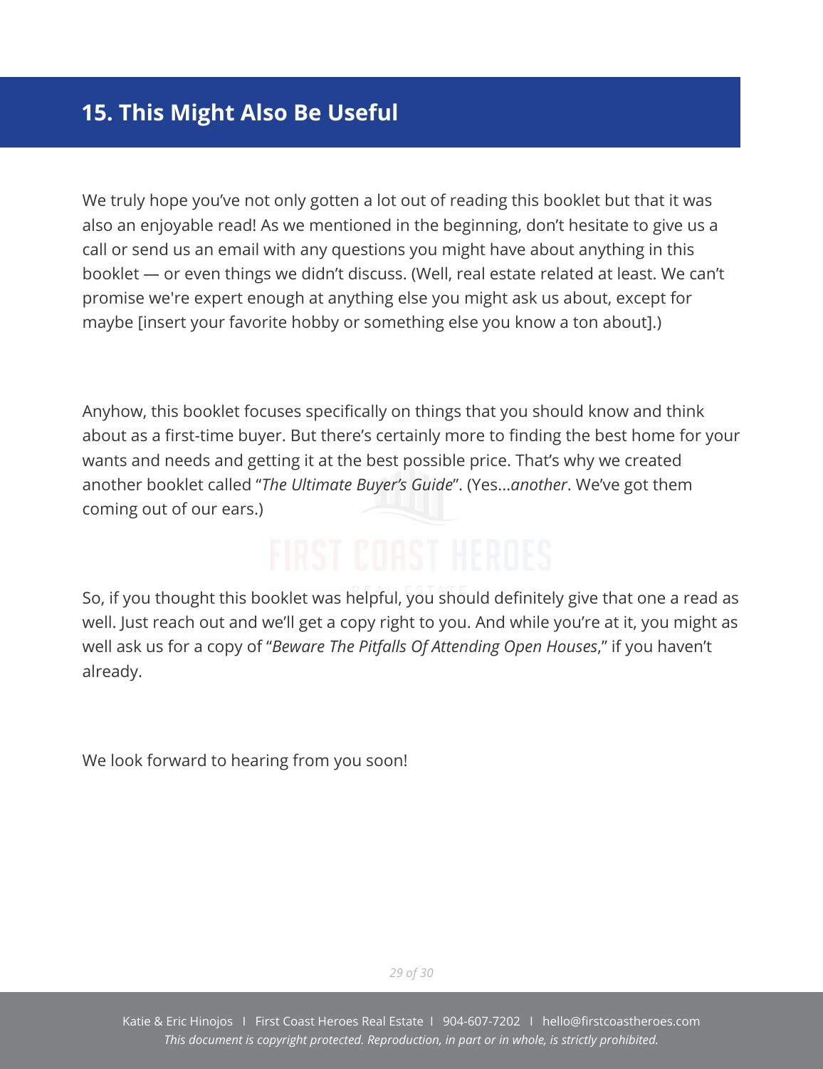## 15. This Might Also Be Useful

We truly hope you've not only gotten a lot out of reading this booklet but that it was also an enjoyable read! As we mentioned in the beginning, don't hesitate to give us a call or send us an email with any questions you might have about anything in this booklet — or even things we didn't discuss. (Well, real estate related at least. We can't promise we're expert enough at anything else you might ask us about, except for maybe [insert your favorite hobby or something else you know a ton about].)

Anyhow, this booklet focuses specifically on things that you should know and think about as a first-time buyer. But there's certainly more to finding the best home for your wants and needs and getting it at the best possible price. That's why we created another booklet called "*The Ultimate Buyer's Guide*". (Yes...*another*. We've got them coming out of our ears.)

So, if you thought this booklet was helpful, you should definitely give that one a read as well. Just reach out and we'll get a copy right to you. And while you're at it, you might as well ask us for a copy of "*Beware The Pitfalls Of Attending Open Houses*," if you haven't already.

We look forward to hearing from you soon!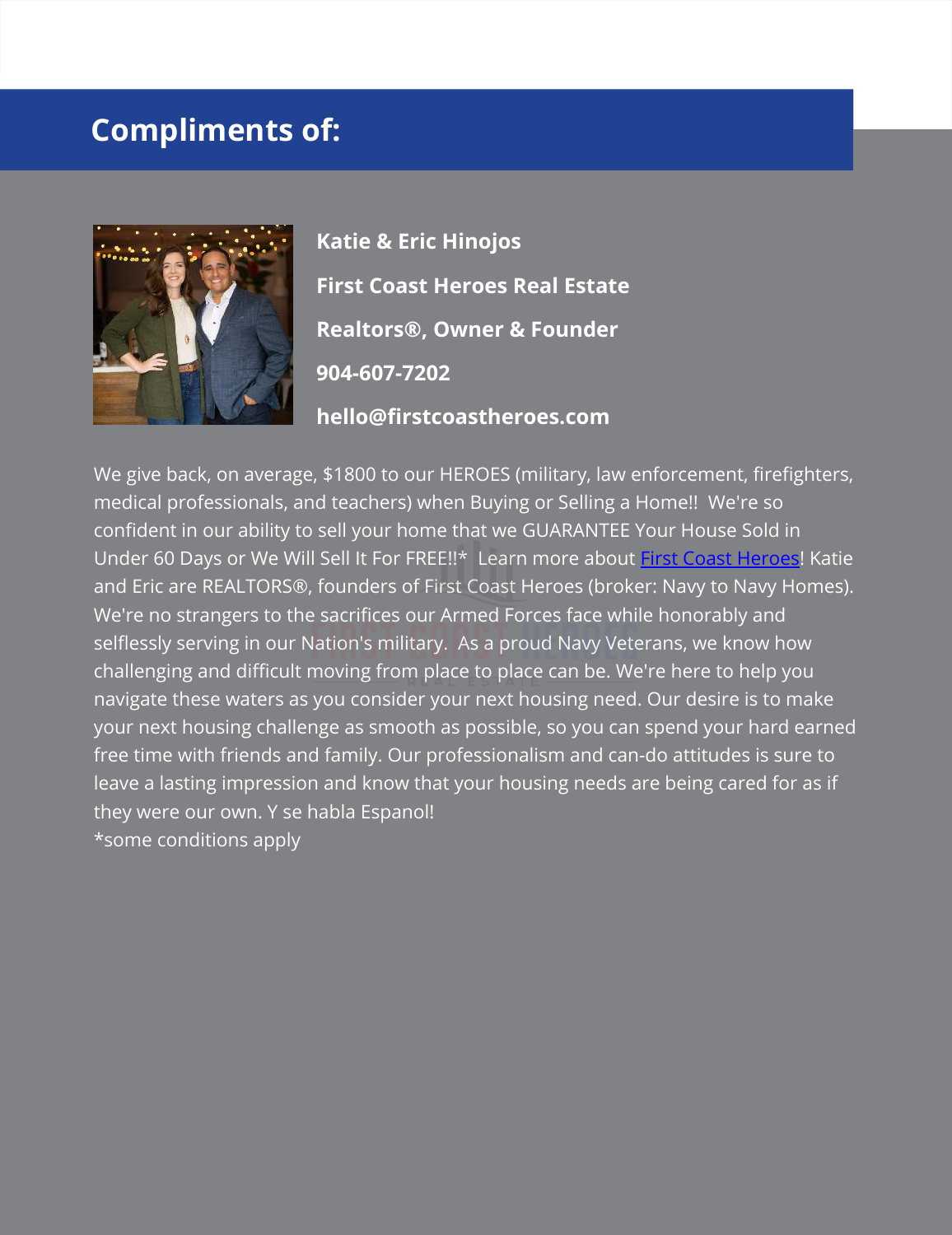## Compliments of:

**Katie & Eric Hinojos**

**First Coast Heroes Real Estate**

**Realtors®, Owner & Founder**

**904-607-7202**

**hello@firstcoastheroes.com**

We give back, on average, $1800 to our HEROES (military, law enforcement, firefighters, medical professionals, and teachers) when Buying or Selling a Home!! We're so confident in our ability to sell your home that we GUARANTEE Your House Sold in Under 60 Days or We Will Sell It For FREE!!* Learn more about [First Coast Heroes]! Katie and Eric are REALTORS®, founders of First Coast Heroes (broker: Navy to Navy Homes). We're no strangers to the sacrifices our Armed Forces face while honorably and selflessly serving in our Nation's military. As a proud Navy Veterans, we know how challenging and difficult moving from place to place can be. We're here to help you navigate these waters as you consider your next housing need. Our desire is to make your next housing challenge as smooth as possible, so you can spend your hard earned free time with friends and family. Our professionalism and can-do attitudes is sure to leave a lasting impression and know that your housing needs are being cared for as if they were our own. Y se habla Espanol!
*some conditions apply